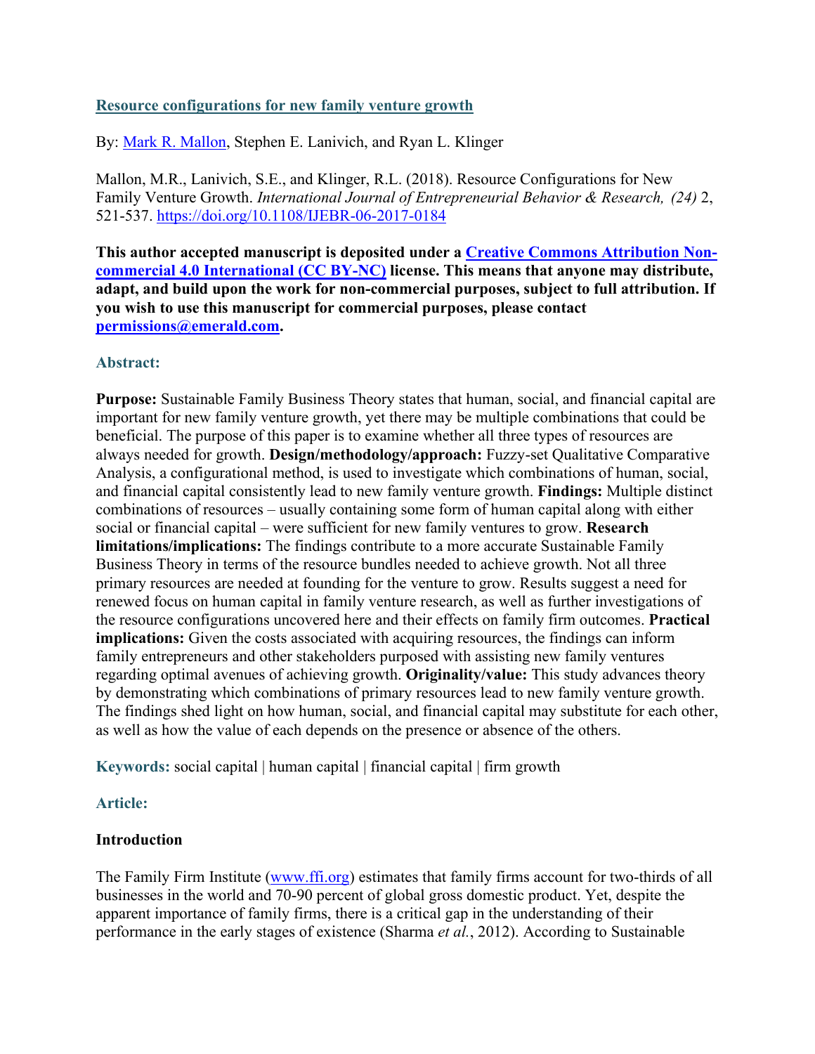## [Resource configurations for new family venture growth](https://doi.org/10.1108/IJEBR-06-2017-0184)

By: [Mark R. Mallon](#), Stephen E. Lanivich, and Ryan L. Klinger

Mallon, M.R., Lanivich, S.E., and Klinger, R.L. (2018). Resource Configurations for New Family Venture Growth. *International Journal of Entrepreneurial Behavior & Research, (24)* 2, 521-537. https://doi.org/10.1108/IJEBR-06-2017-0184

**This author accepted manuscript is deposited under a [Creative Commons Attribution Non-commercial 4.0 International (CC BY-NC)](https://creativecommons.org/licenses/by-nc/4.0/) license. This means that anyone may distribute, adapt, and build upon the work for non-commercial purposes, subject to full attribution. If you wish to use this manuscript for commercial purposes, please contact [permissions@emerald.com](mailto:permissions@emerald.com).**

### Abstract:

**Purpose:** Sustainable Family Business Theory states that human, social, and financial capital are important for new family venture growth, yet there may be multiple combinations that could be beneficial. The purpose of this paper is to examine whether all three types of resources are always needed for growth. **Design/methodology/approach:** Fuzzy-set Qualitative Comparative Analysis, a configurational method, is used to investigate which combinations of human, social, and financial capital consistently lead to new family venture growth. **Findings:** Multiple distinct combinations of resources – usually containing some form of human capital along with either social or financial capital – were sufficient for new family ventures to grow. **Research limitations/implications:** The findings contribute to a more accurate Sustainable Family Business Theory in terms of the resource bundles needed to achieve growth. Not all three primary resources are needed at founding for the venture to grow. Results suggest a need for renewed focus on human capital in family venture research, as well as further investigations of the resource configurations uncovered here and their effects on family firm outcomes. **Practical implications:** Given the costs associated with acquiring resources, the findings can inform family entrepreneurs and other stakeholders purposed with assisting new family ventures regarding optimal avenues of achieving growth. **Originality/value:** This study advances theory by demonstrating which combinations of primary resources lead to new family venture growth. The findings shed light on how human, social, and financial capital may substitute for each other, as well as how the value of each depends on the presence or absence of the others.

**Keywords:** social capital | human capital | financial capital | firm growth

### Article:

### Introduction

The Family Firm Institute ([www.ffi.org](http://www.ffi.org)) estimates that family firms account for two-thirds of all businesses in the world and 70-90 percent of global gross domestic product. Yet, despite the apparent importance of family firms, there is a critical gap in the understanding of their performance in the early stages of existence (Sharma *et al.*, 2012). According to Sustainable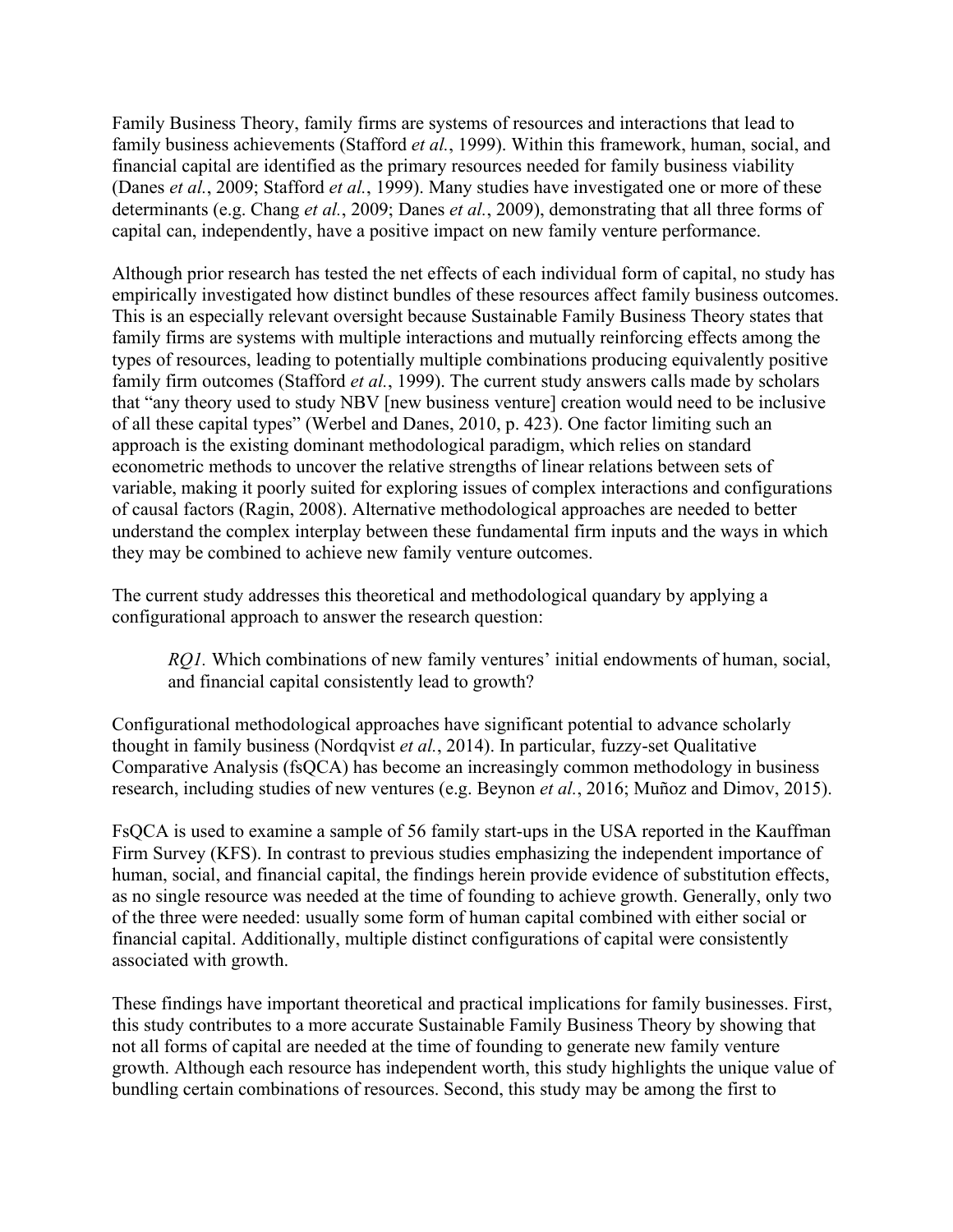Family Business Theory, family firms are systems of resources and interactions that lead to family business achievements (Stafford *et al.*, 1999). Within this framework, human, social, and financial capital are identified as the primary resources needed for family business viability (Danes *et al.*, 2009; Stafford *et al.*, 1999). Many studies have investigated one or more of these determinants (e.g. Chang *et al.*, 2009; Danes *et al.*, 2009), demonstrating that all three forms of capital can, independently, have a positive impact on new family venture performance.

Although prior research has tested the net effects of each individual form of capital, no study has empirically investigated how distinct bundles of these resources affect family business outcomes. This is an especially relevant oversight because Sustainable Family Business Theory states that family firms are systems with multiple interactions and mutually reinforcing effects among the types of resources, leading to potentially multiple combinations producing equivalently positive family firm outcomes (Stafford *et al.*, 1999). The current study answers calls made by scholars that "any theory used to study NBV [new business venture] creation would need to be inclusive of all these capital types" (Werbel and Danes, 2010, p. 423). One factor limiting such an approach is the existing dominant methodological paradigm, which relies on standard econometric methods to uncover the relative strengths of linear relations between sets of variable, making it poorly suited for exploring issues of complex interactions and configurations of causal factors (Ragin, 2008). Alternative methodological approaches are needed to better understand the complex interplay between these fundamental firm inputs and the ways in which they may be combined to achieve new family venture outcomes.

The current study addresses this theoretical and methodological quandary by applying a configurational approach to answer the research question:

> *RQ1.* Which combinations of new family ventures' initial endowments of human, social, and financial capital consistently lead to growth?

Configurational methodological approaches have significant potential to advance scholarly thought in family business (Nordqvist *et al.*, 2014). In particular, fuzzy-set Qualitative Comparative Analysis (fsQCA) has become an increasingly common methodology in business research, including studies of new ventures (e.g. Beynon *et al.*, 2016; Muñoz and Dimov, 2015).

FsQCA is used to examine a sample of 56 family start-ups in the USA reported in the Kauffman Firm Survey (KFS). In contrast to previous studies emphasizing the independent importance of human, social, and financial capital, the findings herein provide evidence of substitution effects, as no single resource was needed at the time of founding to achieve growth. Generally, only two of the three were needed: usually some form of human capital combined with either social or financial capital. Additionally, multiple distinct configurations of capital were consistently associated with growth.

These findings have important theoretical and practical implications for family businesses. First, this study contributes to a more accurate Sustainable Family Business Theory by showing that not all forms of capital are needed at the time of founding to generate new family venture growth. Although each resource has independent worth, this study highlights the unique value of bundling certain combinations of resources. Second, this study may be among the first to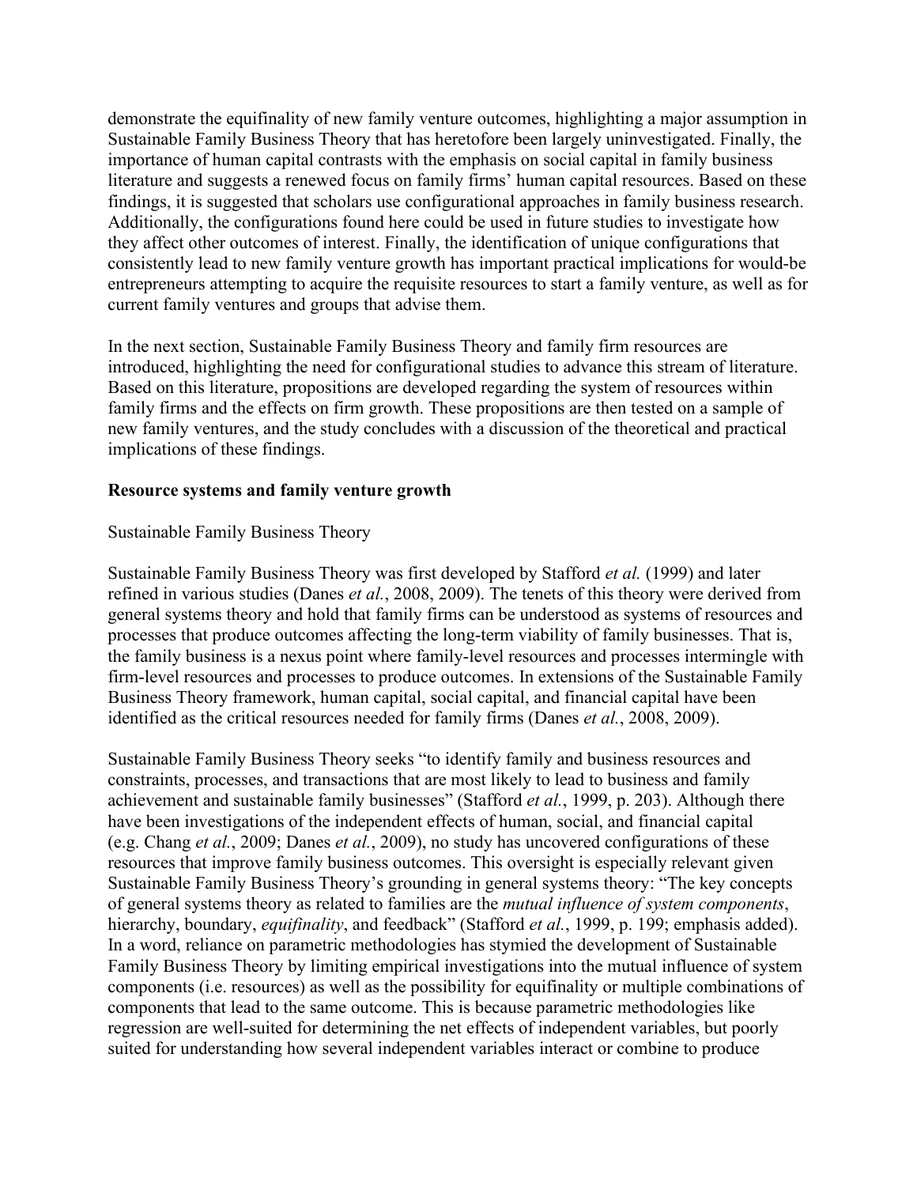demonstrate the equifinality of new family venture outcomes, highlighting a major assumption in Sustainable Family Business Theory that has heretofore been largely uninvestigated. Finally, the importance of human capital contrasts with the emphasis on social capital in family business literature and suggests a renewed focus on family firms' human capital resources. Based on these findings, it is suggested that scholars use configurational approaches in family business research. Additionally, the configurations found here could be used in future studies to investigate how they affect other outcomes of interest. Finally, the identification of unique configurations that consistently lead to new family venture growth has important practical implications for would-be entrepreneurs attempting to acquire the requisite resources to start a family venture, as well as for current family ventures and groups that advise them.

In the next section, Sustainable Family Business Theory and family firm resources are introduced, highlighting the need for configurational studies to advance this stream of literature. Based on this literature, propositions are developed regarding the system of resources within family firms and the effects on firm growth. These propositions are then tested on a sample of new family ventures, and the study concludes with a discussion of the theoretical and practical implications of these findings.

## Resource systems and family venture growth

### Sustainable Family Business Theory

Sustainable Family Business Theory was first developed by Stafford *et al.* (1999) and later refined in various studies (Danes *et al.*, 2008, 2009). The tenets of this theory were derived from general systems theory and hold that family firms can be understood as systems of resources and processes that produce outcomes affecting the long-term viability of family businesses. That is, the family business is a nexus point where family-level resources and processes intermingle with firm-level resources and processes to produce outcomes. In extensions of the Sustainable Family Business Theory framework, human capital, social capital, and financial capital have been identified as the critical resources needed for family firms (Danes *et al.*, 2008, 2009).

Sustainable Family Business Theory seeks "to identify family and business resources and constraints, processes, and transactions that are most likely to lead to business and family achievement and sustainable family businesses" (Stafford *et al.*, 1999, p. 203). Although there have been investigations of the independent effects of human, social, and financial capital (e.g. Chang *et al.*, 2009; Danes *et al.*, 2009), no study has uncovered configurations of these resources that improve family business outcomes. This oversight is especially relevant given Sustainable Family Business Theory's grounding in general systems theory: "The key concepts of general systems theory as related to families are the *mutual influence of system components*, hierarchy, boundary, *equifinality*, and feedback" (Stafford *et al.*, 1999, p. 199; emphasis added). In a word, reliance on parametric methodologies has stymied the development of Sustainable Family Business Theory by limiting empirical investigations into the mutual influence of system components (i.e. resources) as well as the possibility for equifinality or multiple combinations of components that lead to the same outcome. This is because parametric methodologies like regression are well-suited for determining the net effects of independent variables, but poorly suited for understanding how several independent variables interact or combine to produce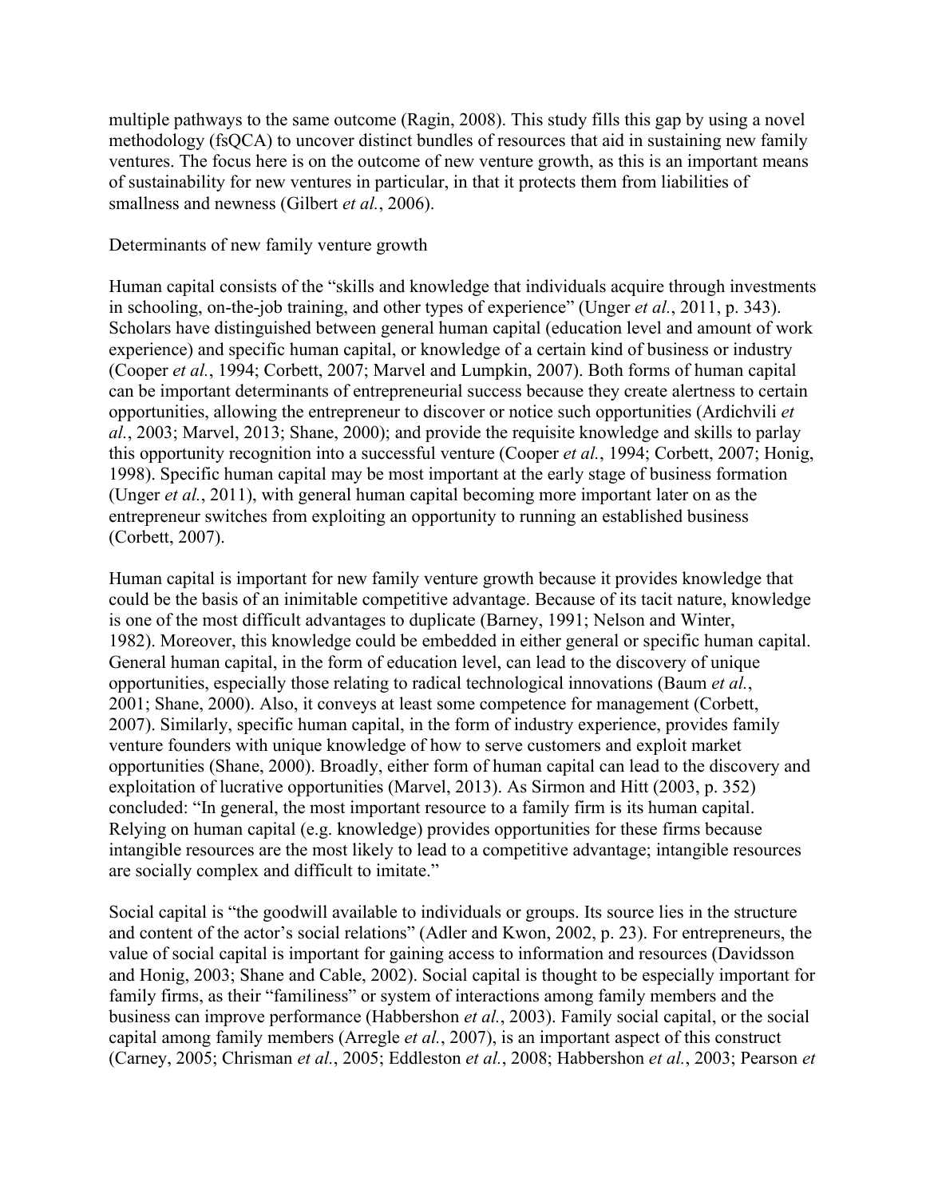multiple pathways to the same outcome (Ragin, 2008). This study fills this gap by using a novel methodology (fsQCA) to uncover distinct bundles of resources that aid in sustaining new family ventures. The focus here is on the outcome of new venture growth, as this is an important means of sustainability for new ventures in particular, in that it protects them from liabilities of smallness and newness (Gilbert *et al.*, 2006).

## Determinants of new family venture growth

Human capital consists of the "skills and knowledge that individuals acquire through investments in schooling, on-the-job training, and other types of experience" (Unger *et al.*, 2011, p. 343). Scholars have distinguished between general human capital (education level and amount of work experience) and specific human capital, or knowledge of a certain kind of business or industry (Cooper *et al.*, 1994; Corbett, 2007; Marvel and Lumpkin, 2007). Both forms of human capital can be important determinants of entrepreneurial success because they create alertness to certain opportunities, allowing the entrepreneur to discover or notice such opportunities (Ardichvili *et al.*, 2003; Marvel, 2013; Shane, 2000); and provide the requisite knowledge and skills to parlay this opportunity recognition into a successful venture (Cooper *et al.*, 1994; Corbett, 2007; Honig, 1998). Specific human capital may be most important at the early stage of business formation (Unger *et al.*, 2011), with general human capital becoming more important later on as the entrepreneur switches from exploiting an opportunity to running an established business (Corbett, 2007).

Human capital is important for new family venture growth because it provides knowledge that could be the basis of an inimitable competitive advantage. Because of its tacit nature, knowledge is one of the most difficult advantages to duplicate (Barney, 1991; Nelson and Winter, 1982). Moreover, this knowledge could be embedded in either general or specific human capital. General human capital, in the form of education level, can lead to the discovery of unique opportunities, especially those relating to radical technological innovations (Baum *et al.*, 2001; Shane, 2000). Also, it conveys at least some competence for management (Corbett, 2007). Similarly, specific human capital, in the form of industry experience, provides family venture founders with unique knowledge of how to serve customers and exploit market opportunities (Shane, 2000). Broadly, either form of human capital can lead to the discovery and exploitation of lucrative opportunities (Marvel, 2013). As Sirmon and Hitt (2003, p. 352) concluded: "In general, the most important resource to a family firm is its human capital. Relying on human capital (e.g. knowledge) provides opportunities for these firms because intangible resources are the most likely to lead to a competitive advantage; intangible resources are socially complex and difficult to imitate."

Social capital is "the goodwill available to individuals or groups. Its source lies in the structure and content of the actor's social relations" (Adler and Kwon, 2002, p. 23). For entrepreneurs, the value of social capital is important for gaining access to information and resources (Davidsson and Honig, 2003; Shane and Cable, 2002). Social capital is thought to be especially important for family firms, as their "familiness" or system of interactions among family members and the business can improve performance (Habbershon *et al.*, 2003). Family social capital, or the social capital among family members (Arregle *et al.*, 2007), is an important aspect of this construct (Carney, 2005; Chrisman *et al.*, 2005; Eddleston *et al.*, 2008; Habbershon *et al.*, 2003; Pearson *et*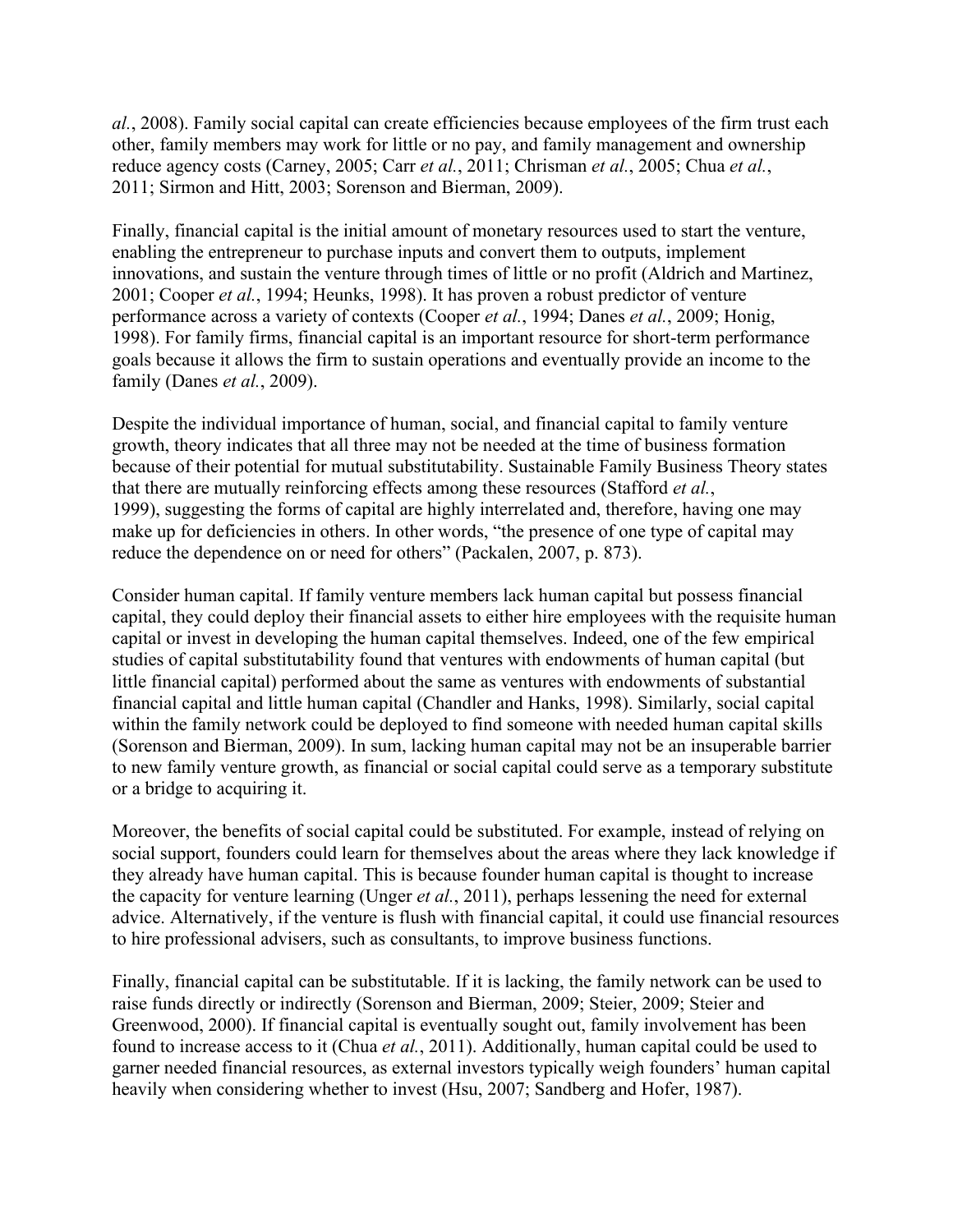*al.*, 2008). Family social capital can create efficiencies because employees of the firm trust each other, family members may work for little or no pay, and family management and ownership reduce agency costs (Carney, 2005; Carr *et al.*, 2011; Chrisman *et al.*, 2005; Chua *et al.*, 2011; Sirmon and Hitt, 2003; Sorenson and Bierman, 2009).

Finally, financial capital is the initial amount of monetary resources used to start the venture, enabling the entrepreneur to purchase inputs and convert them to outputs, implement innovations, and sustain the venture through times of little or no profit (Aldrich and Martinez, 2001; Cooper *et al.*, 1994; Heunks, 1998). It has proven a robust predictor of venture performance across a variety of contexts (Cooper *et al.*, 1994; Danes *et al.*, 2009; Honig, 1998). For family firms, financial capital is an important resource for short-term performance goals because it allows the firm to sustain operations and eventually provide an income to the family (Danes *et al.*, 2009).

Despite the individual importance of human, social, and financial capital to family venture growth, theory indicates that all three may not be needed at the time of business formation because of their potential for mutual substitutability. Sustainable Family Business Theory states that there are mutually reinforcing effects among these resources (Stafford *et al.*, 1999), suggesting the forms of capital are highly interrelated and, therefore, having one may make up for deficiencies in others. In other words, "the presence of one type of capital may reduce the dependence on or need for others" (Packalen, 2007, p. 873).

Consider human capital. If family venture members lack human capital but possess financial capital, they could deploy their financial assets to either hire employees with the requisite human capital or invest in developing the human capital themselves. Indeed, one of the few empirical studies of capital substitutability found that ventures with endowments of human capital (but little financial capital) performed about the same as ventures with endowments of substantial financial capital and little human capital (Chandler and Hanks, 1998). Similarly, social capital within the family network could be deployed to find someone with needed human capital skills (Sorenson and Bierman, 2009). In sum, lacking human capital may not be an insuperable barrier to new family venture growth, as financial or social capital could serve as a temporary substitute or a bridge to acquiring it.

Moreover, the benefits of social capital could be substituted. For example, instead of relying on social support, founders could learn for themselves about the areas where they lack knowledge if they already have human capital. This is because founder human capital is thought to increase the capacity for venture learning (Unger *et al.*, 2011), perhaps lessening the need for external advice. Alternatively, if the venture is flush with financial capital, it could use financial resources to hire professional advisers, such as consultants, to improve business functions.

Finally, financial capital can be substitutable. If it is lacking, the family network can be used to raise funds directly or indirectly (Sorenson and Bierman, 2009; Steier, 2009; Steier and Greenwood, 2000). If financial capital is eventually sought out, family involvement has been found to increase access to it (Chua *et al.*, 2011). Additionally, human capital could be used to garner needed financial resources, as external investors typically weigh founders' human capital heavily when considering whether to invest (Hsu, 2007; Sandberg and Hofer, 1987).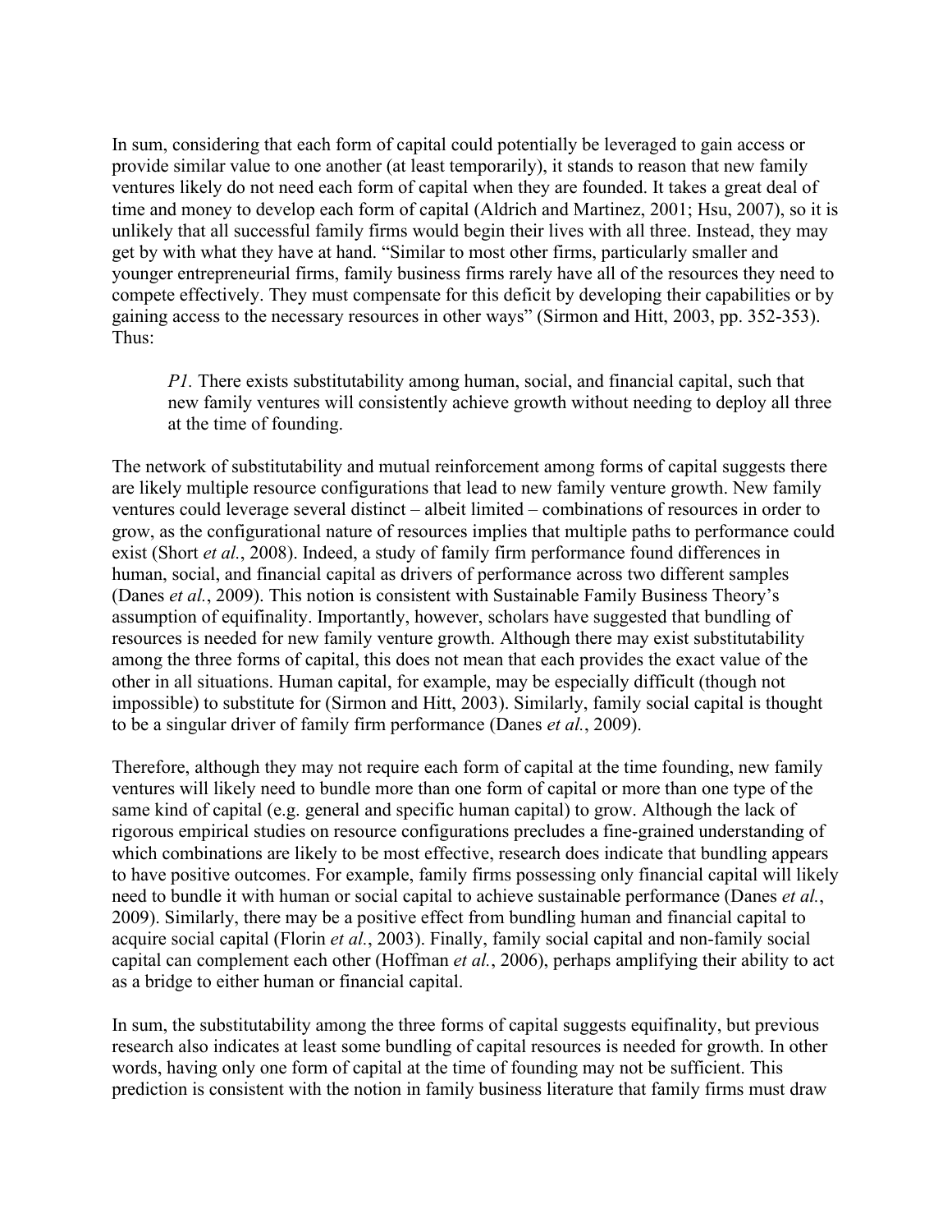In sum, considering that each form of capital could potentially be leveraged to gain access or provide similar value to one another (at least temporarily), it stands to reason that new family ventures likely do not need each form of capital when they are founded. It takes a great deal of time and money to develop each form of capital (Aldrich and Martinez, 2001; Hsu, 2007), so it is unlikely that all successful family firms would begin their lives with all three. Instead, they may get by with what they have at hand. "Similar to most other firms, particularly smaller and younger entrepreneurial firms, family business firms rarely have all of the resources they need to compete effectively. They must compensate for this deficit by developing their capabilities or by gaining access to the necessary resources in other ways" (Sirmon and Hitt, 2003, pp. 352-353). Thus:

> *P1.* There exists substitutability among human, social, and financial capital, such that new family ventures will consistently achieve growth without needing to deploy all three at the time of founding.

The network of substitutability and mutual reinforcement among forms of capital suggests there are likely multiple resource configurations that lead to new family venture growth. New family ventures could leverage several distinct – albeit limited – combinations of resources in order to grow, as the configurational nature of resources implies that multiple paths to performance could exist (Short *et al.*, 2008). Indeed, a study of family firm performance found differences in human, social, and financial capital as drivers of performance across two different samples (Danes *et al.*, 2009). This notion is consistent with Sustainable Family Business Theory's assumption of equifinality. Importantly, however, scholars have suggested that bundling of resources is needed for new family venture growth. Although there may exist substitutability among the three forms of capital, this does not mean that each provides the exact value of the other in all situations. Human capital, for example, may be especially difficult (though not impossible) to substitute for (Sirmon and Hitt, 2003). Similarly, family social capital is thought to be a singular driver of family firm performance (Danes *et al.*, 2009).

Therefore, although they may not require each form of capital at the time founding, new family ventures will likely need to bundle more than one form of capital or more than one type of the same kind of capital (e.g. general and specific human capital) to grow. Although the lack of rigorous empirical studies on resource configurations precludes a fine-grained understanding of which combinations are likely to be most effective, research does indicate that bundling appears to have positive outcomes. For example, family firms possessing only financial capital will likely need to bundle it with human or social capital to achieve sustainable performance (Danes *et al.*, 2009). Similarly, there may be a positive effect from bundling human and financial capital to acquire social capital (Florin *et al.*, 2003). Finally, family social capital and non-family social capital can complement each other (Hoffman *et al.*, 2006), perhaps amplifying their ability to act as a bridge to either human or financial capital.

In sum, the substitutability among the three forms of capital suggests equifinality, but previous research also indicates at least some bundling of capital resources is needed for growth. In other words, having only one form of capital at the time of founding may not be sufficient. This prediction is consistent with the notion in family business literature that family firms must draw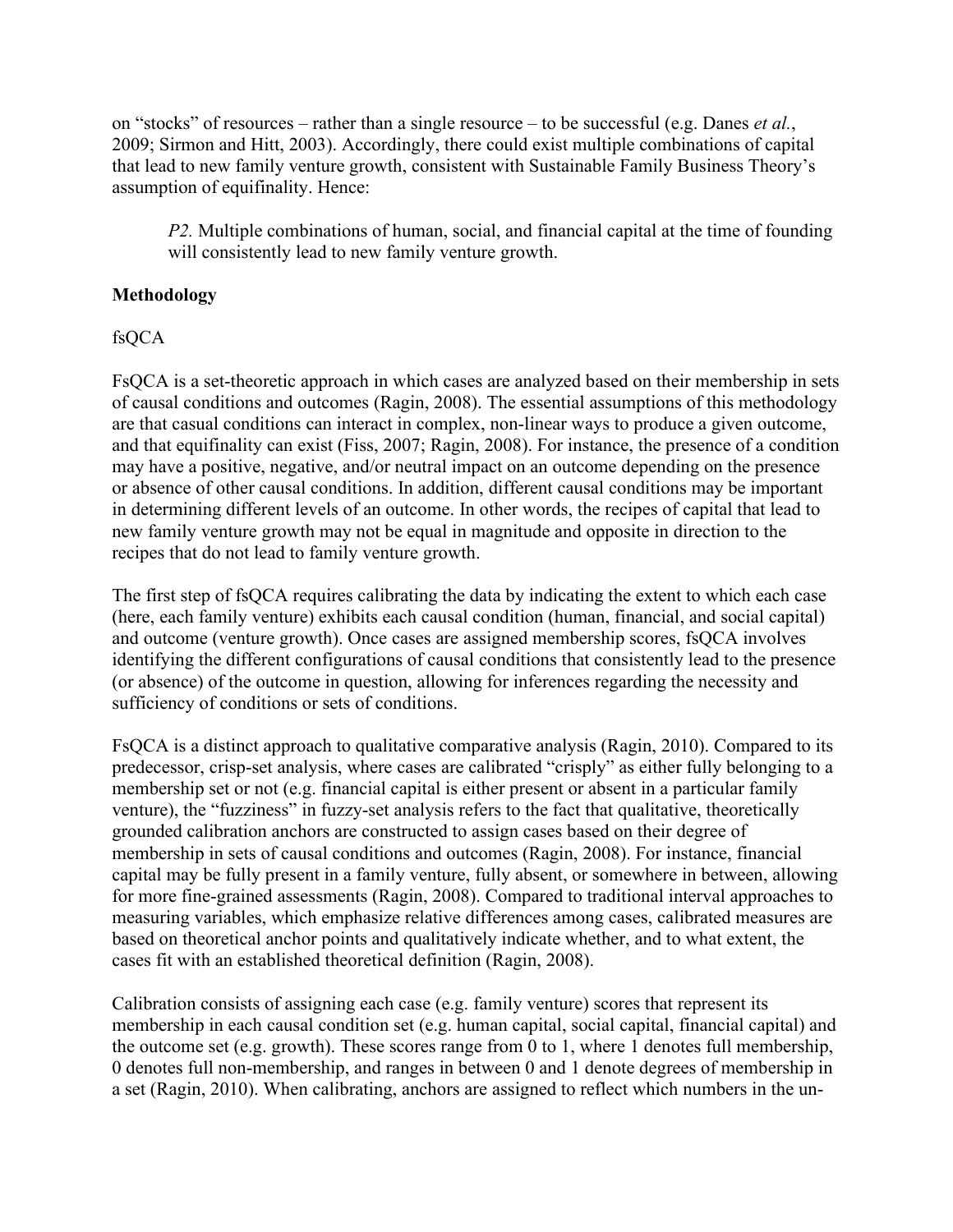on "stocks" of resources – rather than a single resource – to be successful (e.g. Danes *et al.*, 2009; Sirmon and Hitt, 2003). Accordingly, there could exist multiple combinations of capital that lead to new family venture growth, consistent with Sustainable Family Business Theory's assumption of equifinality. Hence:

> *P2.* Multiple combinations of human, social, and financial capital at the time of founding will consistently lead to new family venture growth.

**Methodology**

fsQCA

FsQCA is a set-theoretic approach in which cases are analyzed based on their membership in sets of causal conditions and outcomes (Ragin, 2008). The essential assumptions of this methodology are that casual conditions can interact in complex, non-linear ways to produce a given outcome, and that equifinality can exist (Fiss, 2007; Ragin, 2008). For instance, the presence of a condition may have a positive, negative, and/or neutral impact on an outcome depending on the presence or absence of other causal conditions. In addition, different causal conditions may be important in determining different levels of an outcome. In other words, the recipes of capital that lead to new family venture growth may not be equal in magnitude and opposite in direction to the recipes that do not lead to family venture growth.

The first step of fsQCA requires calibrating the data by indicating the extent to which each case (here, each family venture) exhibits each causal condition (human, financial, and social capital) and outcome (venture growth). Once cases are assigned membership scores, fsQCA involves identifying the different configurations of causal conditions that consistently lead to the presence (or absence) of the outcome in question, allowing for inferences regarding the necessity and sufficiency of conditions or sets of conditions.

FsQCA is a distinct approach to qualitative comparative analysis (Ragin, 2010). Compared to its predecessor, crisp-set analysis, where cases are calibrated "crisply" as either fully belonging to a membership set or not (e.g. financial capital is either present or absent in a particular family venture), the "fuzziness" in fuzzy-set analysis refers to the fact that qualitative, theoretically grounded calibration anchors are constructed to assign cases based on their degree of membership in sets of causal conditions and outcomes (Ragin, 2008). For instance, financial capital may be fully present in a family venture, fully absent, or somewhere in between, allowing for more fine-grained assessments (Ragin, 2008). Compared to traditional interval approaches to measuring variables, which emphasize relative differences among cases, calibrated measures are based on theoretical anchor points and qualitatively indicate whether, and to what extent, the cases fit with an established theoretical definition (Ragin, 2008).

Calibration consists of assigning each case (e.g. family venture) scores that represent its membership in each causal condition set (e.g. human capital, social capital, financial capital) and the outcome set (e.g. growth). These scores range from 0 to 1, where 1 denotes full membership, 0 denotes full non-membership, and ranges in between 0 and 1 denote degrees of membership in a set (Ragin, 2010). When calibrating, anchors are assigned to reflect which numbers in the un-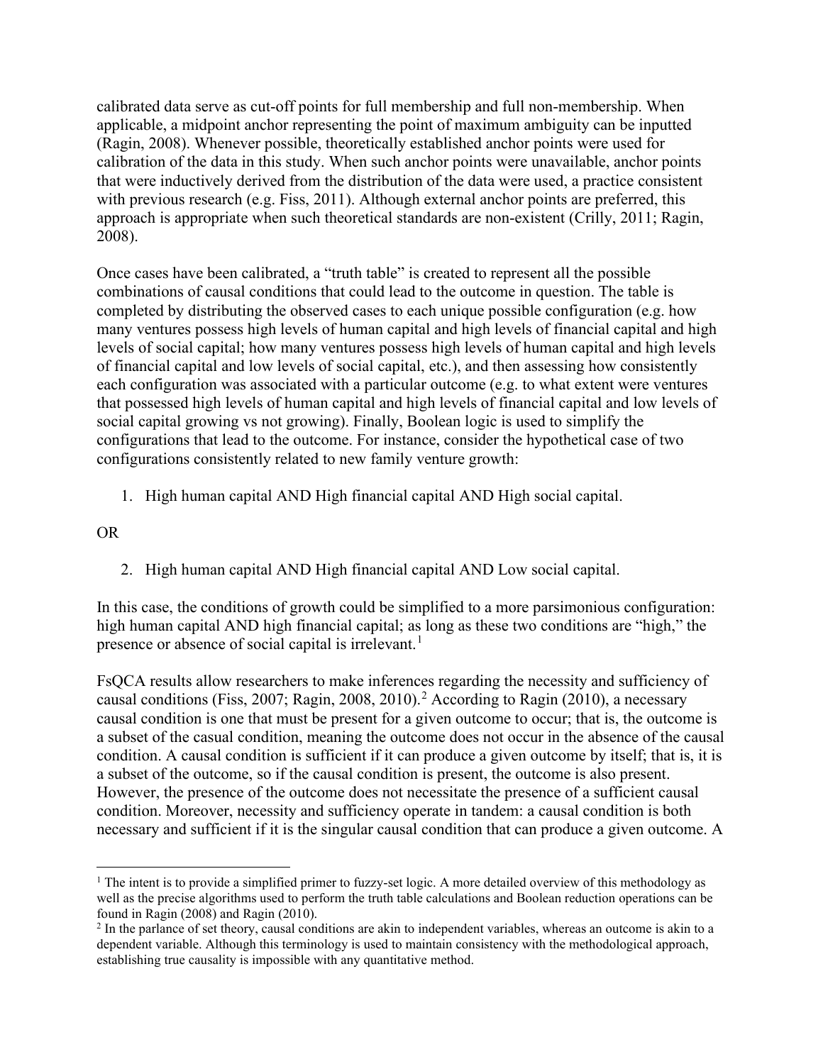calibrated data serve as cut-off points for full membership and full non-membership. When applicable, a midpoint anchor representing the point of maximum ambiguity can be inputted (Ragin, 2008). Whenever possible, theoretically established anchor points were used for calibration of the data in this study. When such anchor points were unavailable, anchor points that were inductively derived from the distribution of the data were used, a practice consistent with previous research (e.g. Fiss, 2011). Although external anchor points are preferred, this approach is appropriate when such theoretical standards are non-existent (Crilly, 2011; Ragin, 2008).

Once cases have been calibrated, a "truth table" is created to represent all the possible combinations of causal conditions that could lead to the outcome in question. The table is completed by distributing the observed cases to each unique possible configuration (e.g. how many ventures possess high levels of human capital and high levels of financial capital and high levels of social capital; how many ventures possess high levels of human capital and high levels of financial capital and low levels of social capital, etc.), and then assessing how consistently each configuration was associated with a particular outcome (e.g. to what extent were ventures that possessed high levels of human capital and high levels of financial capital and low levels of social capital growing vs not growing). Finally, Boolean logic is used to simplify the configurations that lead to the outcome. For instance, consider the hypothetical case of two configurations consistently related to new family venture growth:

1. High human capital AND High financial capital AND High social capital.

OR

2. High human capital AND High financial capital AND Low social capital.

In this case, the conditions of growth could be simplified to a more parsimonious configuration: high human capital AND high financial capital; as long as these two conditions are "high," the presence or absence of social capital is irrelevant.[1]

FsQCA results allow researchers to make inferences regarding the necessity and sufficiency of causal conditions (Fiss, 2007; Ragin, 2008, 2010).[2] According to Ragin (2010), a necessary causal condition is one that must be present for a given outcome to occur; that is, the outcome is a subset of the casual condition, meaning the outcome does not occur in the absence of the causal condition. A causal condition is sufficient if it can produce a given outcome by itself; that is, it is a subset of the outcome, so if the causal condition is present, the outcome is also present. However, the presence of the outcome does not necessitate the presence of a sufficient causal condition. Moreover, necessity and sufficiency operate in tandem: a causal condition is both necessary and sufficient if it is the singular causal condition that can produce a given outcome. A

---

[1] The intent is to provide a simplified primer to fuzzy-set logic. A more detailed overview of this methodology as well as the precise algorithms used to perform the truth table calculations and Boolean reduction operations can be found in Ragin (2008) and Ragin (2010).

[2] In the parlance of set theory, causal conditions are akin to independent variables, whereas an outcome is akin to a dependent variable. Although this terminology is used to maintain consistency with the methodological approach, establishing true causality is impossible with any quantitative method.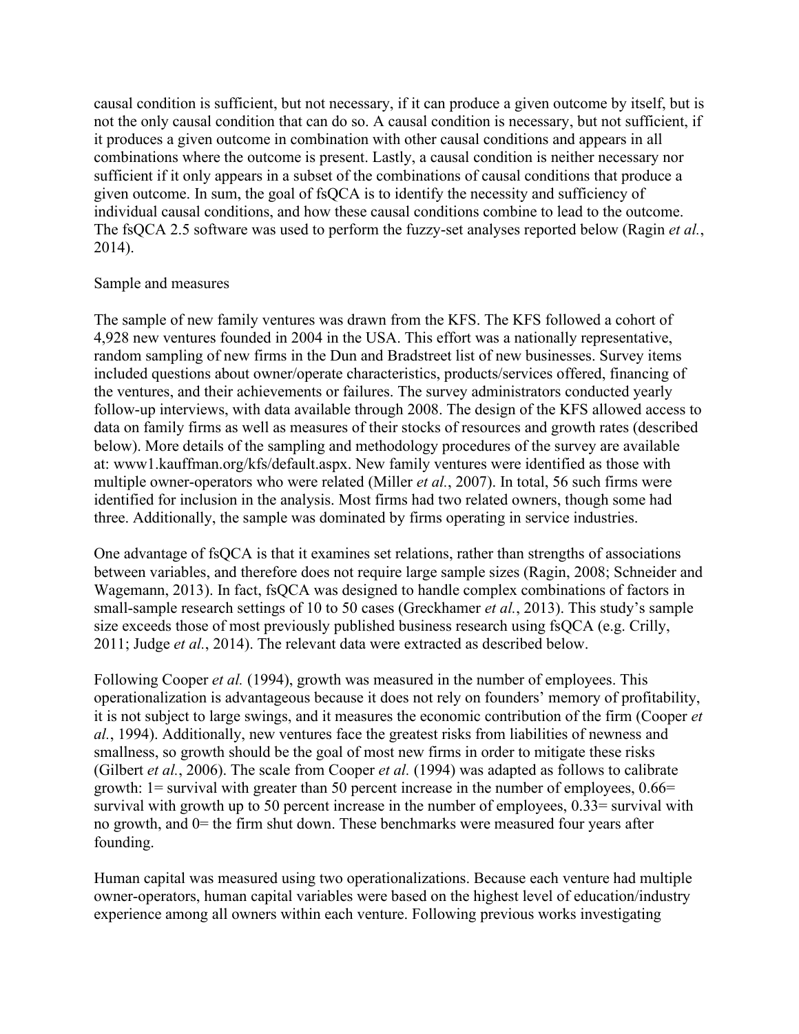causal condition is sufficient, but not necessary, if it can produce a given outcome by itself, but is not the only causal condition that can do so. A causal condition is necessary, but not sufficient, if it produces a given outcome in combination with other causal conditions and appears in all combinations where the outcome is present. Lastly, a causal condition is neither necessary nor sufficient if it only appears in a subset of the combinations of causal conditions that produce a given outcome. In sum, the goal of fsQCA is to identify the necessity and sufficiency of individual causal conditions, and how these causal conditions combine to lead to the outcome. The fsQCA 2.5 software was used to perform the fuzzy-set analyses reported below (Ragin *et al.*, 2014).

Sample and measures

The sample of new family ventures was drawn from the KFS. The KFS followed a cohort of 4,928 new ventures founded in 2004 in the USA. This effort was a nationally representative, random sampling of new firms in the Dun and Bradstreet list of new businesses. Survey items included questions about owner/operate characteristics, products/services offered, financing of the ventures, and their achievements or failures. The survey administrators conducted yearly follow-up interviews, with data available through 2008. The design of the KFS allowed access to data on family firms as well as measures of their stocks of resources and growth rates (described below). More details of the sampling and methodology procedures of the survey are available at: www1.kauffman.org/kfs/default.aspx. New family ventures were identified as those with multiple owner-operators who were related (Miller *et al.*, 2007). In total, 56 such firms were identified for inclusion in the analysis. Most firms had two related owners, though some had three. Additionally, the sample was dominated by firms operating in service industries.

One advantage of fsQCA is that it examines set relations, rather than strengths of associations between variables, and therefore does not require large sample sizes (Ragin, 2008; Schneider and Wagemann, 2013). In fact, fsQCA was designed to handle complex combinations of factors in small-sample research settings of 10 to 50 cases (Greckhamer *et al.*, 2013). This study's sample size exceeds those of most previously published business research using fsQCA (e.g. Crilly, 2011; Judge *et al.*, 2014). The relevant data were extracted as described below.

Following Cooper *et al.* (1994), growth was measured in the number of employees. This operationalization is advantageous because it does not rely on founders' memory of profitability, it is not subject to large swings, and it measures the economic contribution of the firm (Cooper *et al.*, 1994). Additionally, new ventures face the greatest risks from liabilities of newness and smallness, so growth should be the goal of most new firms in order to mitigate these risks (Gilbert *et al.*, 2006). The scale from Cooper *et al.* (1994) was adapted as follows to calibrate growth: 1= survival with greater than 50 percent increase in the number of employees, 0.66= survival with growth up to 50 percent increase in the number of employees, 0.33= survival with no growth, and 0= the firm shut down. These benchmarks were measured four years after founding.

Human capital was measured using two operationalizations. Because each venture had multiple owner-operators, human capital variables were based on the highest level of education/industry experience among all owners within each venture. Following previous works investigating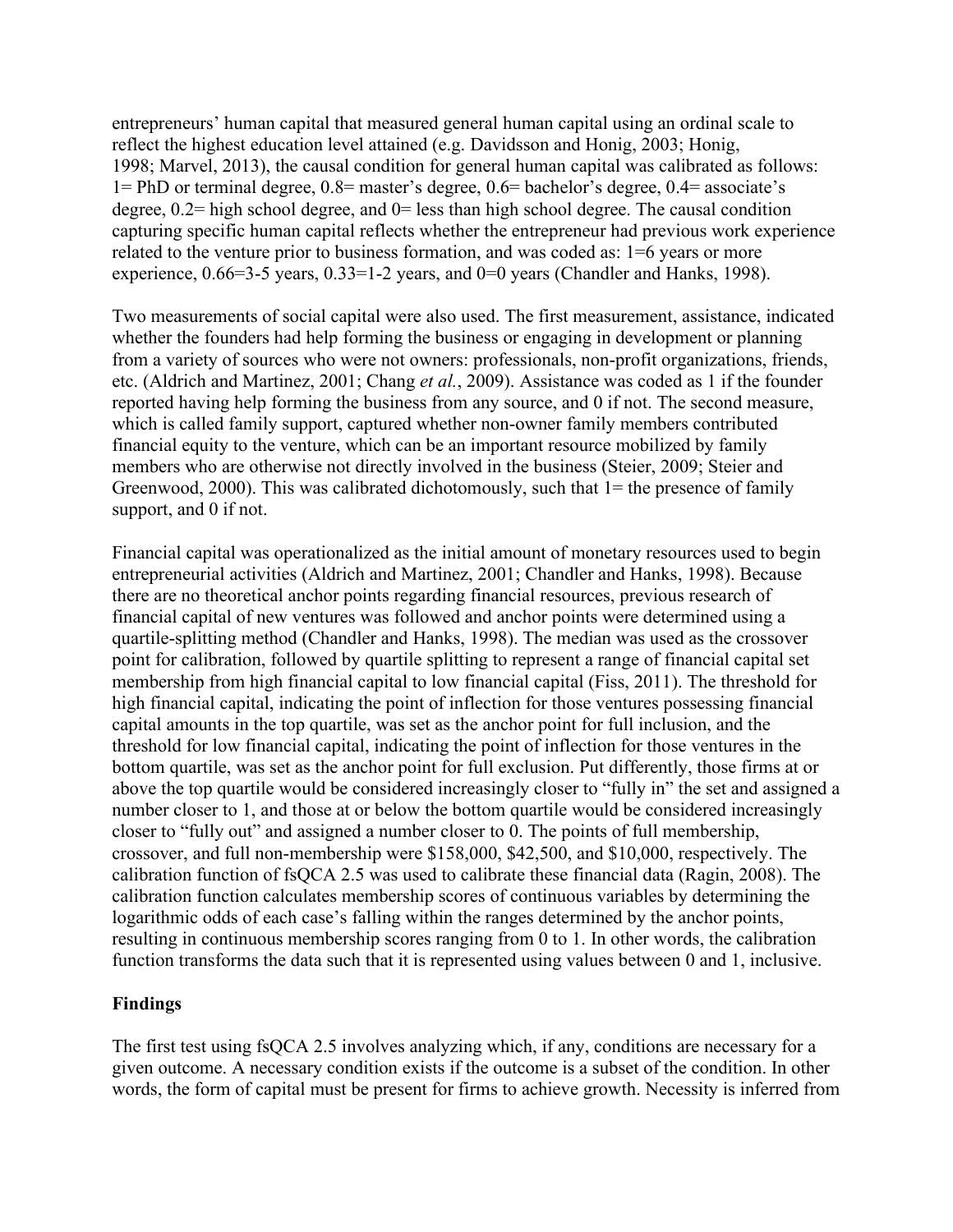entrepreneurs' human capital that measured general human capital using an ordinal scale to reflect the highest education level attained (e.g. Davidsson and Honig, 2003; Honig, 1998; Marvel, 2013), the causal condition for general human capital was calibrated as follows: 1= PhD or terminal degree, 0.8= master's degree, 0.6= bachelor's degree, 0.4= associate's degree, 0.2= high school degree, and 0= less than high school degree. The causal condition capturing specific human capital reflects whether the entrepreneur had previous work experience related to the venture prior to business formation, and was coded as: 1=6 years or more experience, 0.66=3-5 years, 0.33=1-2 years, and 0=0 years (Chandler and Hanks, 1998).

Two measurements of social capital were also used. The first measurement, assistance, indicated whether the founders had help forming the business or engaging in development or planning from a variety of sources who were not owners: professionals, non-profit organizations, friends, etc. (Aldrich and Martinez, 2001; Chang *et al.*, 2009). Assistance was coded as 1 if the founder reported having help forming the business from any source, and 0 if not. The second measure, which is called family support, captured whether non-owner family members contributed financial equity to the venture, which can be an important resource mobilized by family members who are otherwise not directly involved in the business (Steier, 2009; Steier and Greenwood, 2000). This was calibrated dichotomously, such that 1= the presence of family support, and 0 if not.

Financial capital was operationalized as the initial amount of monetary resources used to begin entrepreneurial activities (Aldrich and Martinez, 2001; Chandler and Hanks, 1998). Because there are no theoretical anchor points regarding financial resources, previous research of financial capital of new ventures was followed and anchor points were determined using a quartile-splitting method (Chandler and Hanks, 1998). The median was used as the crossover point for calibration, followed by quartile splitting to represent a range of financial capital set membership from high financial capital to low financial capital (Fiss, 2011). The threshold for high financial capital, indicating the point of inflection for those ventures possessing financial capital amounts in the top quartile, was set as the anchor point for full inclusion, and the threshold for low financial capital, indicating the point of inflection for those ventures in the bottom quartile, was set as the anchor point for full exclusion. Put differently, those firms at or above the top quartile would be considered increasingly closer to "fully in" the set and assigned a number closer to 1, and those at or below the bottom quartile would be considered increasingly closer to "fully out" and assigned a number closer to 0. The points of full membership, crossover, and full non-membership were $158,000, $42,500, and $10,000, respectively. The calibration function of fsQCA 2.5 was used to calibrate these financial data (Ragin, 2008). The calibration function calculates membership scores of continuous variables by determining the logarithmic odds of each case's falling within the ranges determined by the anchor points, resulting in continuous membership scores ranging from 0 to 1. In other words, the calibration function transforms the data such that it is represented using values between 0 and 1, inclusive.

## Findings

The first test using fsQCA 2.5 involves analyzing which, if any, conditions are necessary for a given outcome. A necessary condition exists if the outcome is a subset of the condition. In other words, the form of capital must be present for firms to achieve growth. Necessity is inferred from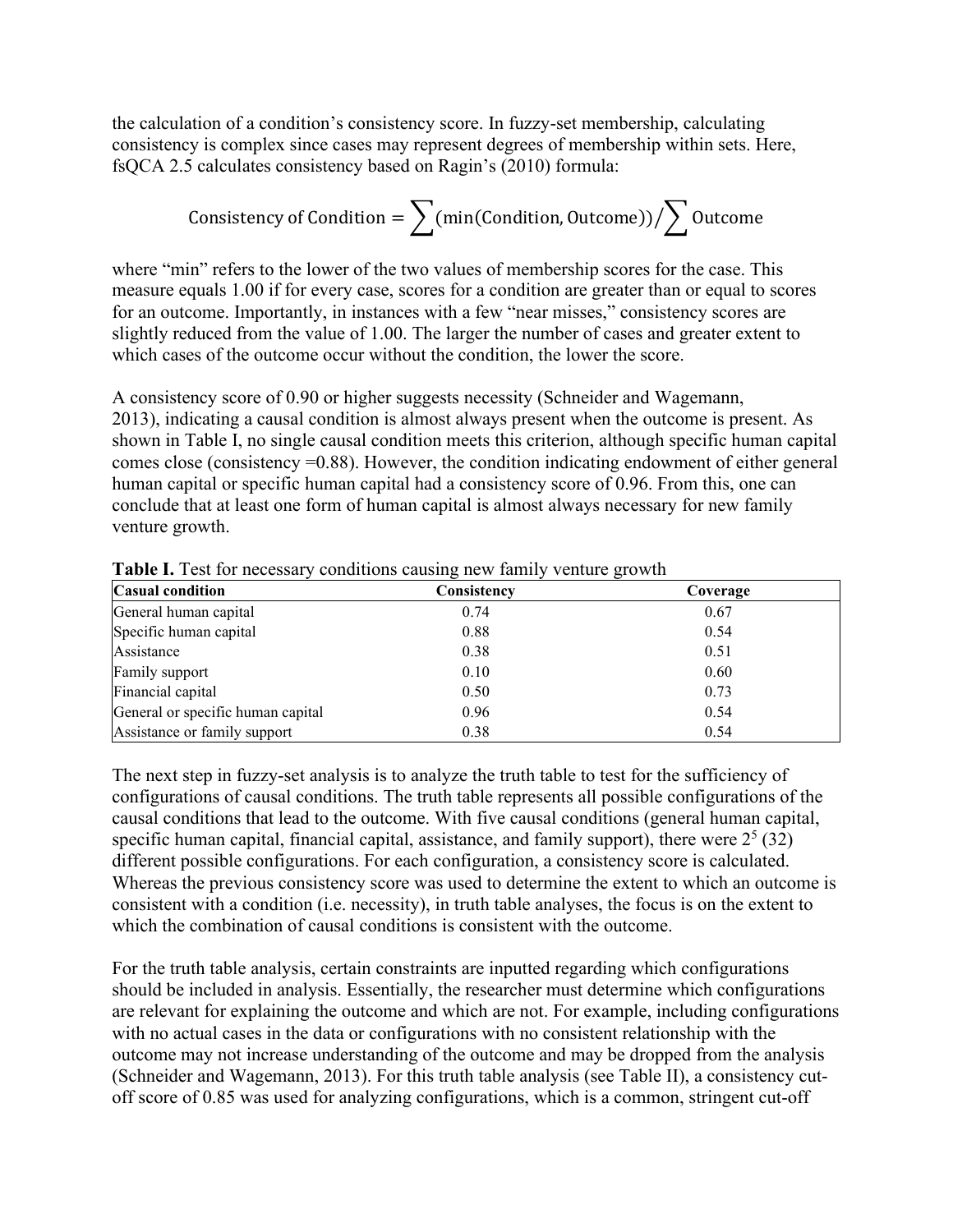the calculation of a condition's consistency score. In fuzzy-set membership, calculating consistency is complex since cases may represent degrees of membership within sets. Here, fsQCA 2.5 calculates consistency based on Ragin's (2010) formula:

$$\text{Consistency of Condition} = \sum(\min(\text{Condition}, \text{Outcome})) / \sum \text{Outcome}$$

where "min" refers to the lower of the two values of membership scores for the case. This measure equals 1.00 if for every case, scores for a condition are greater than or equal to scores for an outcome. Importantly, in instances with a few "near misses," consistency scores are slightly reduced from the value of 1.00. The larger the number of cases and greater extent to which cases of the outcome occur without the condition, the lower the score.

A consistency score of 0.90 or higher suggests necessity (Schneider and Wagemann, 2013), indicating a causal condition is almost always present when the outcome is present. As shown in Table I, no single causal condition meets this criterion, although specific human capital comes close (consistency =0.88). However, the condition indicating endowment of either general human capital or specific human capital had a consistency score of 0.96. From this, one can conclude that at least one form of human capital is almost always necessary for new family venture growth.

**Table I.** Test for necessary conditions causing new family venture growth

| Casual condition | Consistency | Coverage |
|---|---|---|
| General human capital | 0.74 | 0.67 |
| Specific human capital | 0.88 | 0.54 |
| Assistance | 0.38 | 0.51 |
| Family support | 0.10 | 0.60 |
| Financial capital | 0.50 | 0.73 |
| General or specific human capital | 0.96 | 0.54 |
| Assistance or family support | 0.38 | 0.54 |

The next step in fuzzy-set analysis is to analyze the truth table to test for the sufficiency of configurations of causal conditions. The truth table represents all possible configurations of the causal conditions that lead to the outcome. With five causal conditions (general human capital, specific human capital, financial capital, assistance, and family support), there were $2^5$ (32) different possible configurations. For each configuration, a consistency score is calculated. Whereas the previous consistency score was used to determine the extent to which an outcome is consistent with a condition (i.e. necessity), in truth table analyses, the focus is on the extent to which the combination of causal conditions is consistent with the outcome.

For the truth table analysis, certain constraints are inputted regarding which configurations should be included in analysis. Essentially, the researcher must determine which configurations are relevant for explaining the outcome and which are not. For example, including configurations with no actual cases in the data or configurations with no consistent relationship with the outcome may not increase understanding of the outcome and may be dropped from the analysis (Schneider and Wagemann, 2013). For this truth table analysis (see Table II), a consistency cut-off score of 0.85 was used for analyzing configurations, which is a common, stringent cut-off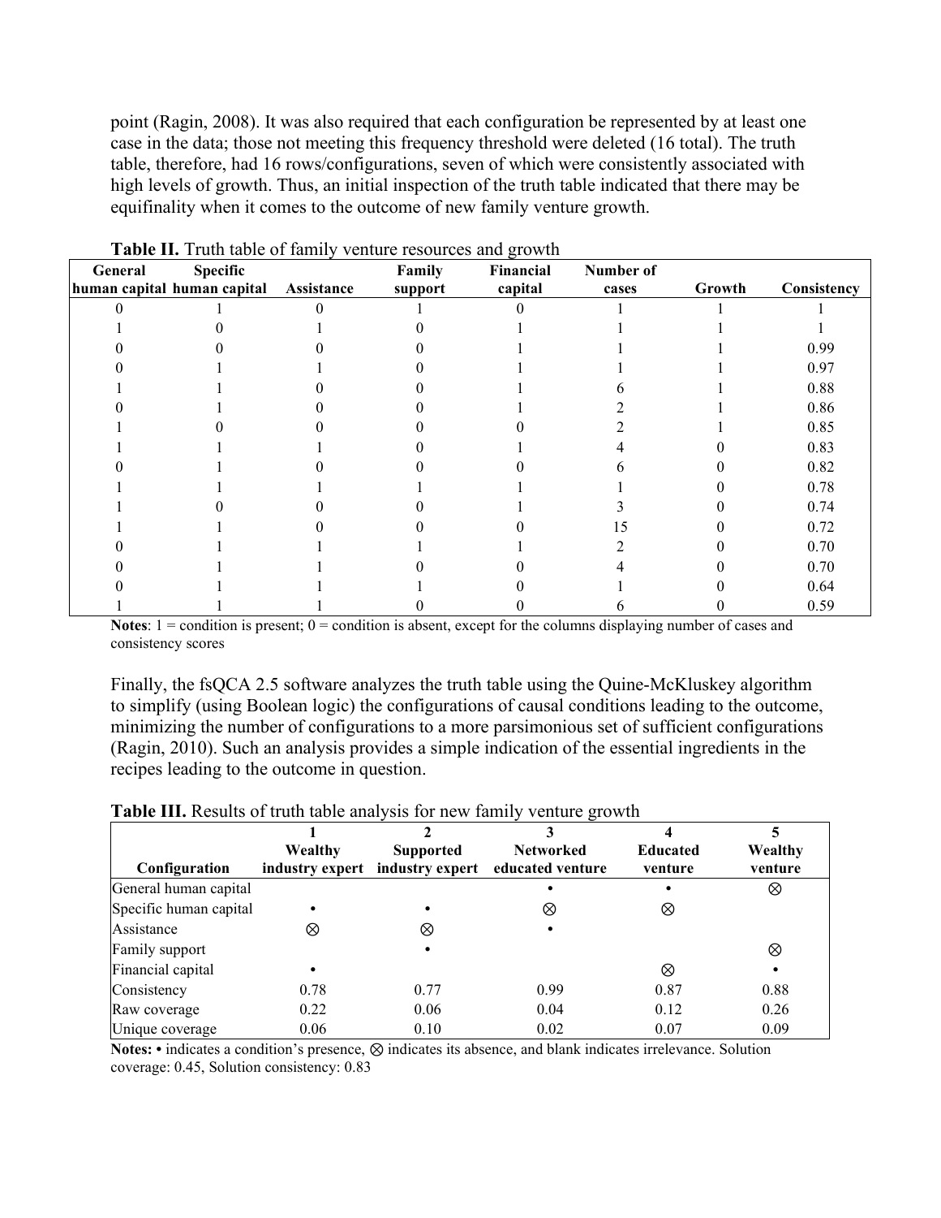point (Ragin, 2008). It was also required that each configuration be represented by at least one case in the data; those not meeting this frequency threshold were deleted (16 total). The truth table, therefore, had 16 rows/configurations, seven of which were consistently associated with high levels of growth. Thus, an initial inspection of the truth table indicated that there may be equifinality when it comes to the outcome of new family venture growth.

**Table II.** Truth table of family venture resources and growth

| General human capital | Specific human capital | Assistance | Family support | Financial capital | Number of cases | Growth | Consistency |
|---|---|---|---|---|---|---|---|
| 0 | 1 | 0 | 1 | 0 | 1 | 1 | 1 |
| 1 | 0 | 1 | 0 | 1 | 1 | 1 | 1 |
| 0 | 0 | 0 | 0 | 1 | 1 | 1 | 0.99 |
| 0 | 1 | 1 | 0 | 1 | 1 | 1 | 0.97 |
| 1 | 1 | 0 | 0 | 1 | 6 | 1 | 0.88 |
| 0 | 1 | 0 | 0 | 1 | 2 | 1 | 0.86 |
| 1 | 0 | 0 | 0 | 0 | 2 | 1 | 0.85 |
| 1 | 1 | 1 | 0 | 1 | 4 | 0 | 0.83 |
| 0 | 1 | 0 | 0 | 0 | 6 | 0 | 0.82 |
| 1 | 1 | 1 | 1 | 1 | 1 | 0 | 0.78 |
| 1 | 0 | 0 | 0 | 1 | 3 | 0 | 0.74 |
| 1 | 1 | 0 | 0 | 0 | 15 | 0 | 0.72 |
| 0 | 1 | 1 | 1 | 1 | 2 | 0 | 0.70 |
| 0 | 1 | 1 | 0 | 0 | 4 | 0 | 0.70 |
| 0 | 1 | 1 | 1 | 0 | 1 | 0 | 0.64 |
| 1 | 1 | 1 | 0 | 0 | 6 | 0 | 0.59 |

**Notes**: 1 = condition is present; 0 = condition is absent, except for the columns displaying number of cases and consistency scores

Finally, the fsQCA 2.5 software analyzes the truth table using the Quine-McKluskey algorithm to simplify (using Boolean logic) the configurations of causal conditions leading to the outcome, minimizing the number of configurations to a more parsimonious set of sufficient configurations (Ragin, 2010). Such an analysis provides a simple indication of the essential ingredients in the recipes leading to the outcome in question.

**Table III.** Results of truth table analysis for new family venture growth

| Configuration | 1 Wealthy industry expert | 2 Supported industry expert | 3 Networked educated venture | 4 Educated venture | 5 Wealthy venture |
|---|---|---|---|---|---|
| General human capital | | | • | • | ⊗ |
| Specific human capital | • | • | ⊗ | ⊗ | |
| Assistance | ⊗ | ⊗ | • | | |
| Family support | | • | | | ⊗ |
| Financial capital | • | | | ⊗ | • |
| Consistency | 0.78 | 0.77 | 0.99 | 0.87 | 0.88 |
| Raw coverage | 0.22 | 0.06 | 0.04 | 0.12 | 0.26 |
| Unique coverage | 0.06 | 0.10 | 0.02 | 0.07 | 0.09 |

**Notes:** • indicates a condition's presence, ⊗ indicates its absence, and blank indicates irrelevance. Solution coverage: 0.45, Solution consistency: 0.83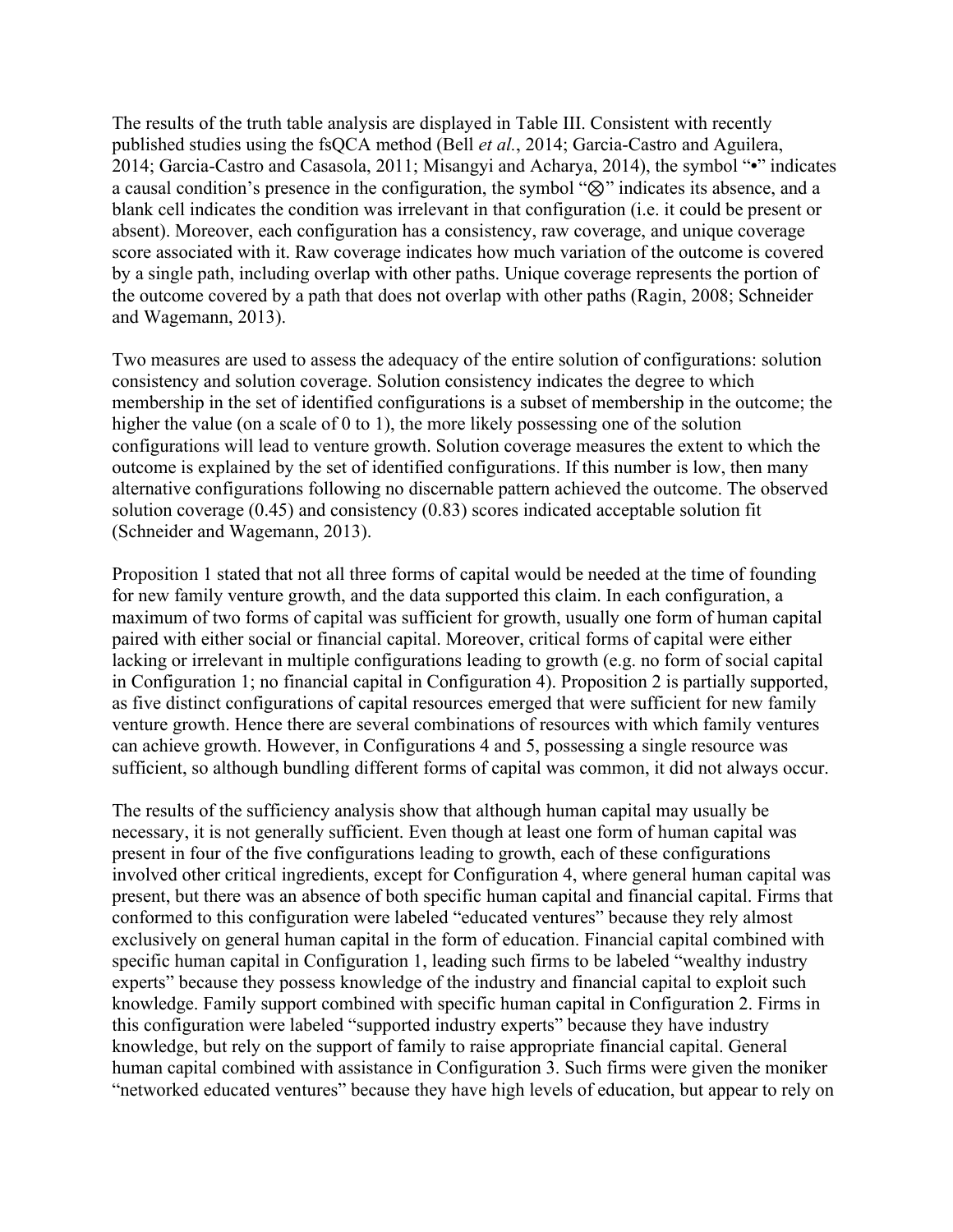The results of the truth table analysis are displayed in Table III. Consistent with recently published studies using the fsQCA method (Bell *et al.*, 2014; Garcia-Castro and Aguilera, 2014; Garcia-Castro and Casasola, 2011; Misangyi and Acharya, 2014), the symbol "•" indicates a causal condition's presence in the configuration, the symbol "⊗" indicates its absence, and a blank cell indicates the condition was irrelevant in that configuration (i.e. it could be present or absent). Moreover, each configuration has a consistency, raw coverage, and unique coverage score associated with it. Raw coverage indicates how much variation of the outcome is covered by a single path, including overlap with other paths. Unique coverage represents the portion of the outcome covered by a path that does not overlap with other paths (Ragin, 2008; Schneider and Wagemann, 2013).

Two measures are used to assess the adequacy of the entire solution of configurations: solution consistency and solution coverage. Solution consistency indicates the degree to which membership in the set of identified configurations is a subset of membership in the outcome; the higher the value (on a scale of 0 to 1), the more likely possessing one of the solution configurations will lead to venture growth. Solution coverage measures the extent to which the outcome is explained by the set of identified configurations. If this number is low, then many alternative configurations following no discernable pattern achieved the outcome. The observed solution coverage (0.45) and consistency (0.83) scores indicated acceptable solution fit (Schneider and Wagemann, 2013).

Proposition 1 stated that not all three forms of capital would be needed at the time of founding for new family venture growth, and the data supported this claim. In each configuration, a maximum of two forms of capital was sufficient for growth, usually one form of human capital paired with either social or financial capital. Moreover, critical forms of capital were either lacking or irrelevant in multiple configurations leading to growth (e.g. no form of social capital in Configuration 1; no financial capital in Configuration 4). Proposition 2 is partially supported, as five distinct configurations of capital resources emerged that were sufficient for new family venture growth. Hence there are several combinations of resources with which family ventures can achieve growth. However, in Configurations 4 and 5, possessing a single resource was sufficient, so although bundling different forms of capital was common, it did not always occur.

The results of the sufficiency analysis show that although human capital may usually be necessary, it is not generally sufficient. Even though at least one form of human capital was present in four of the five configurations leading to growth, each of these configurations involved other critical ingredients, except for Configuration 4, where general human capital was present, but there was an absence of both specific human capital and financial capital. Firms that conformed to this configuration were labeled "educated ventures" because they rely almost exclusively on general human capital in the form of education. Financial capital combined with specific human capital in Configuration 1, leading such firms to be labeled "wealthy industry experts" because they possess knowledge of the industry and financial capital to exploit such knowledge. Family support combined with specific human capital in Configuration 2. Firms in this configuration were labeled "supported industry experts" because they have industry knowledge, but rely on the support of family to raise appropriate financial capital. General human capital combined with assistance in Configuration 3. Such firms were given the moniker "networked educated ventures" because they have high levels of education, but appear to rely on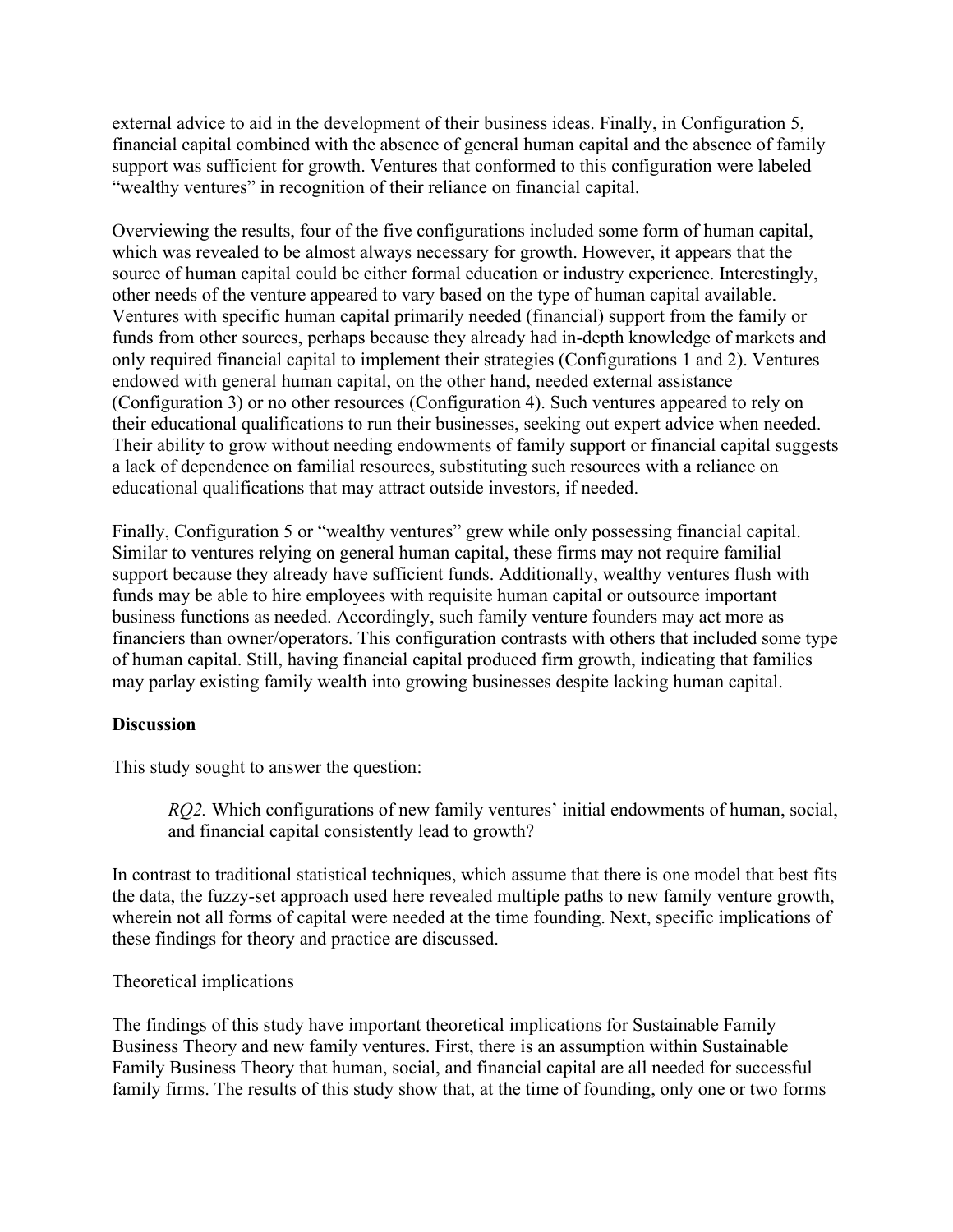external advice to aid in the development of their business ideas. Finally, in Configuration 5, financial capital combined with the absence of general human capital and the absence of family support was sufficient for growth. Ventures that conformed to this configuration were labeled "wealthy ventures" in recognition of their reliance on financial capital.

Overviewing the results, four of the five configurations included some form of human capital, which was revealed to be almost always necessary for growth. However, it appears that the source of human capital could be either formal education or industry experience. Interestingly, other needs of the venture appeared to vary based on the type of human capital available. Ventures with specific human capital primarily needed (financial) support from the family or funds from other sources, perhaps because they already had in-depth knowledge of markets and only required financial capital to implement their strategies (Configurations 1 and 2). Ventures endowed with general human capital, on the other hand, needed external assistance (Configuration 3) or no other resources (Configuration 4). Such ventures appeared to rely on their educational qualifications to run their businesses, seeking out expert advice when needed. Their ability to grow without needing endowments of family support or financial capital suggests a lack of dependence on familial resources, substituting such resources with a reliance on educational qualifications that may attract outside investors, if needed.

Finally, Configuration 5 or "wealthy ventures" grew while only possessing financial capital. Similar to ventures relying on general human capital, these firms may not require familial support because they already have sufficient funds. Additionally, wealthy ventures flush with funds may be able to hire employees with requisite human capital or outsource important business functions as needed. Accordingly, such family venture founders may act more as financiers than owner/operators. This configuration contrasts with others that included some type of human capital. Still, having financial capital produced firm growth, indicating that families may parlay existing family wealth into growing businesses despite lacking human capital.

## Discussion

This study sought to answer the question:

> *RQ2.* Which configurations of new family ventures' initial endowments of human, social, and financial capital consistently lead to growth?

In contrast to traditional statistical techniques, which assume that there is one model that best fits the data, the fuzzy-set approach used here revealed multiple paths to new family venture growth, wherein not all forms of capital were needed at the time founding. Next, specific implications of these findings for theory and practice are discussed.

### Theoretical implications

The findings of this study have important theoretical implications for Sustainable Family Business Theory and new family ventures. First, there is an assumption within Sustainable Family Business Theory that human, social, and financial capital are all needed for successful family firms. The results of this study show that, at the time of founding, only one or two forms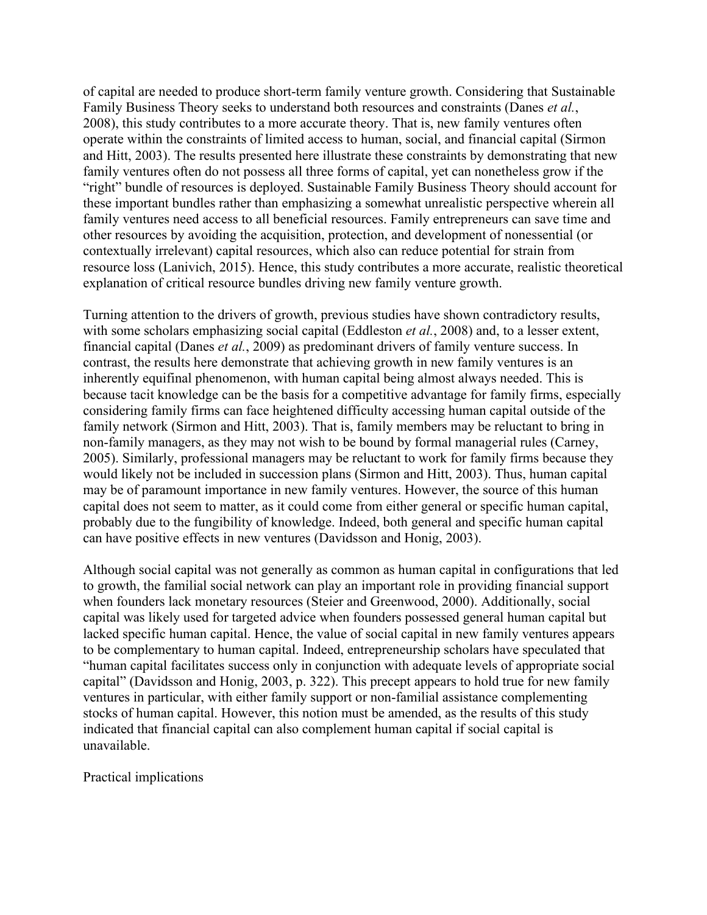of capital are needed to produce short-term family venture growth. Considering that Sustainable Family Business Theory seeks to understand both resources and constraints (Danes *et al.*, 2008), this study contributes to a more accurate theory. That is, new family ventures often operate within the constraints of limited access to human, social, and financial capital (Sirmon and Hitt, 2003). The results presented here illustrate these constraints by demonstrating that new family ventures often do not possess all three forms of capital, yet can nonetheless grow if the "right" bundle of resources is deployed. Sustainable Family Business Theory should account for these important bundles rather than emphasizing a somewhat unrealistic perspective wherein all family ventures need access to all beneficial resources. Family entrepreneurs can save time and other resources by avoiding the acquisition, protection, and development of nonessential (or contextually irrelevant) capital resources, which also can reduce potential for strain from resource loss (Lanivich, 2015). Hence, this study contributes a more accurate, realistic theoretical explanation of critical resource bundles driving new family venture growth.

Turning attention to the drivers of growth, previous studies have shown contradictory results, with some scholars emphasizing social capital (Eddleston *et al.*, 2008) and, to a lesser extent, financial capital (Danes *et al.*, 2009) as predominant drivers of family venture success. In contrast, the results here demonstrate that achieving growth in new family ventures is an inherently equifinal phenomenon, with human capital being almost always needed. This is because tacit knowledge can be the basis for a competitive advantage for family firms, especially considering family firms can face heightened difficulty accessing human capital outside of the family network (Sirmon and Hitt, 2003). That is, family members may be reluctant to bring in non-family managers, as they may not wish to be bound by formal managerial rules (Carney, 2005). Similarly, professional managers may be reluctant to work for family firms because they would likely not be included in succession plans (Sirmon and Hitt, 2003). Thus, human capital may be of paramount importance in new family ventures. However, the source of this human capital does not seem to matter, as it could come from either general or specific human capital, probably due to the fungibility of knowledge. Indeed, both general and specific human capital can have positive effects in new ventures (Davidsson and Honig, 2003).

Although social capital was not generally as common as human capital in configurations that led to growth, the familial social network can play an important role in providing financial support when founders lack monetary resources (Steier and Greenwood, 2000). Additionally, social capital was likely used for targeted advice when founders possessed general human capital but lacked specific human capital. Hence, the value of social capital in new family ventures appears to be complementary to human capital. Indeed, entrepreneurship scholars have speculated that "human capital facilitates success only in conjunction with adequate levels of appropriate social capital" (Davidsson and Honig, 2003, p. 322). This precept appears to hold true for new family ventures in particular, with either family support or non-familial assistance complementing stocks of human capital. However, this notion must be amended, as the results of this study indicated that financial capital can also complement human capital if social capital is unavailable.

## Practical implications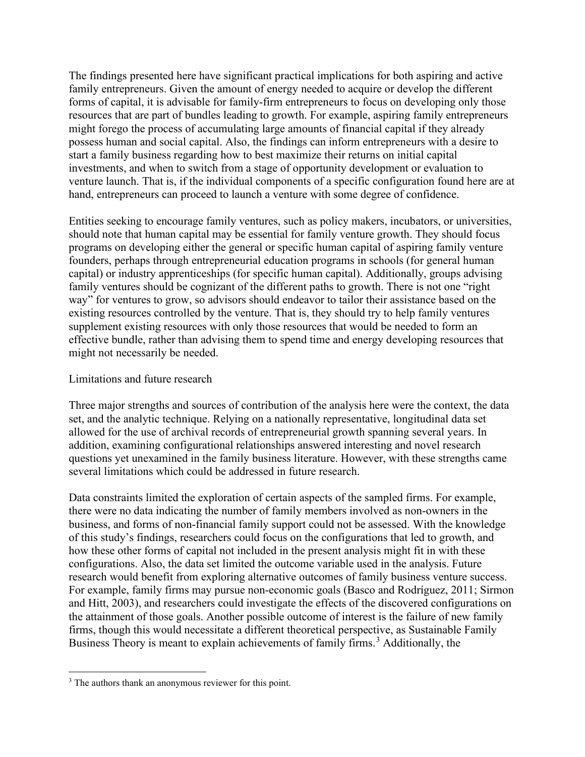The findings presented here have significant practical implications for both aspiring and active family entrepreneurs. Given the amount of energy needed to acquire or develop the different forms of capital, it is advisable for family-firm entrepreneurs to focus on developing only those resources that are part of bundles leading to growth. For example, aspiring family entrepreneurs might forego the process of accumulating large amounts of financial capital if they already possess human and social capital. Also, the findings can inform entrepreneurs with a desire to start a family business regarding how to best maximize their returns on initial capital investments, and when to switch from a stage of opportunity development or evaluation to venture launch. That is, if the individual components of a specific configuration found here are at hand, entrepreneurs can proceed to launch a venture with some degree of confidence.

Entities seeking to encourage family ventures, such as policy makers, incubators, or universities, should note that human capital may be essential for family venture growth. They should focus programs on developing either the general or specific human capital of aspiring family venture founders, perhaps through entrepreneurial education programs in schools (for general human capital) or industry apprenticeships (for specific human capital). Additionally, groups advising family ventures should be cognizant of the different paths to growth. There is not one "right way" for ventures to grow, so advisors should endeavor to tailor their assistance based on the existing resources controlled by the venture. That is, they should try to help family ventures supplement existing resources with only those resources that would be needed to form an effective bundle, rather than advising them to spend time and energy developing resources that might not necessarily be needed.

## Limitations and future research

Three major strengths and sources of contribution of the analysis here were the context, the data set, and the analytic technique. Relying on a nationally representative, longitudinal data set allowed for the use of archival records of entrepreneurial growth spanning several years. In addition, examining configurational relationships answered interesting and novel research questions yet unexamined in the family business literature. However, with these strengths came several limitations which could be addressed in future research.

Data constraints limited the exploration of certain aspects of the sampled firms. For example, there were no data indicating the number of family members involved as non-owners in the business, and forms of non-financial family support could not be assessed. With the knowledge of this study's findings, researchers could focus on the configurations that led to growth, and how these other forms of capital not included in the present analysis might fit in with these configurations. Also, the data set limited the outcome variable used in the analysis. Future research would benefit from exploring alternative outcomes of family business venture success. For example, family firms may pursue non-economic goals (Basco and Rodríguez, 2011; Sirmon and Hitt, 2003), and researchers could investigate the effects of the discovered configurations on the attainment of those goals. Another possible outcome of interest is the failure of new family firms, though this would necessitate a different theoretical perspective, as Sustainable Family Business Theory is meant to explain achievements of family firms.[3] Additionally, the

[3] The authors thank an anonymous reviewer for this point.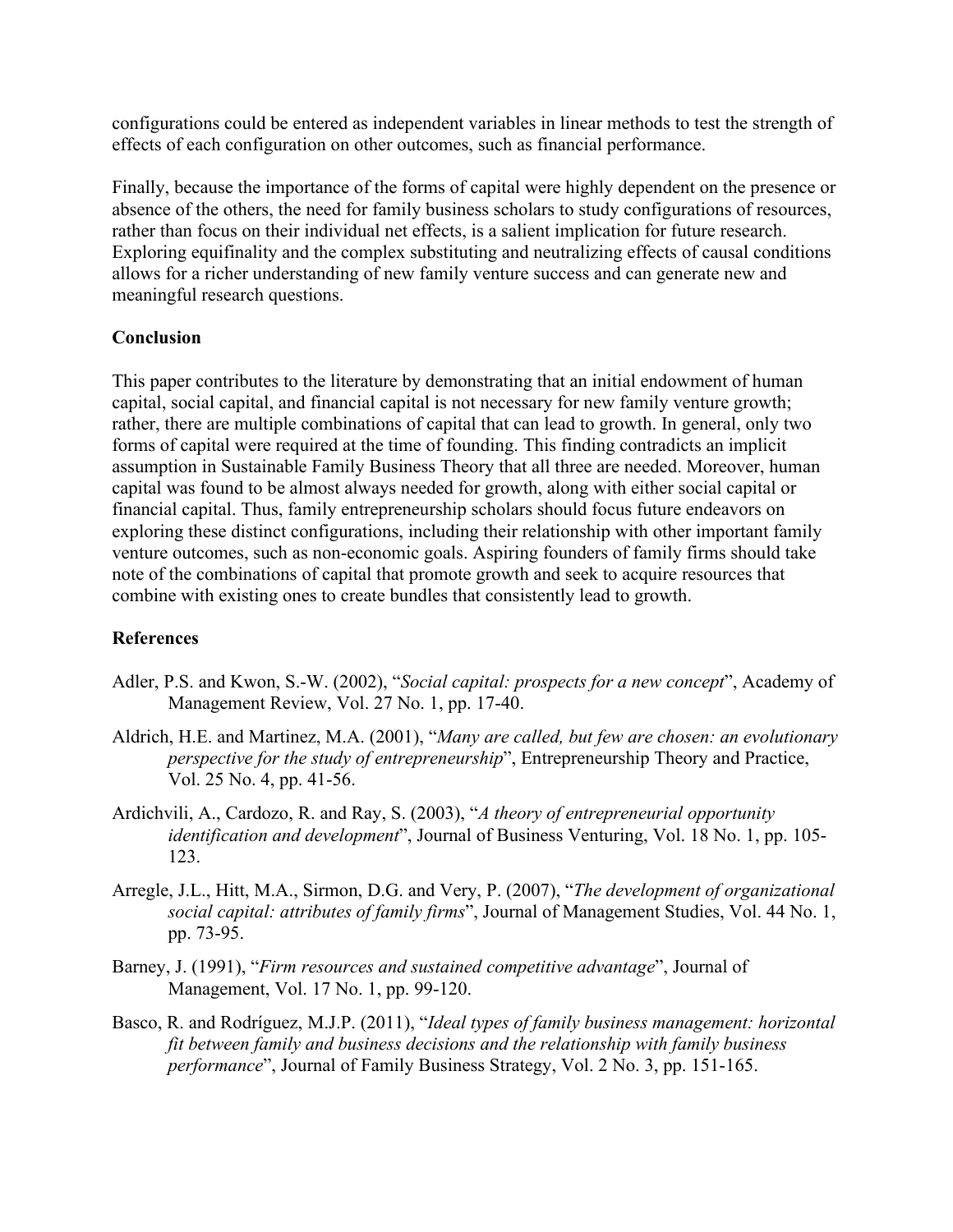configurations could be entered as independent variables in linear methods to test the strength of effects of each configuration on other outcomes, such as financial performance.

Finally, because the importance of the forms of capital were highly dependent on the presence or absence of the others, the need for family business scholars to study configurations of resources, rather than focus on their individual net effects, is a salient implication for future research. Exploring equifinality and the complex substituting and neutralizing effects of causal conditions allows for a richer understanding of new family venture success and can generate new and meaningful research questions.

## Conclusion

This paper contributes to the literature by demonstrating that an initial endowment of human capital, social capital, and financial capital is not necessary for new family venture growth; rather, there are multiple combinations of capital that can lead to growth. In general, only two forms of capital were required at the time of founding. This finding contradicts an implicit assumption in Sustainable Family Business Theory that all three are needed. Moreover, human capital was found to be almost always needed for growth, along with either social capital or financial capital. Thus, family entrepreneurship scholars should focus future endeavors on exploring these distinct configurations, including their relationship with other important family venture outcomes, such as non-economic goals. Aspiring founders of family firms should take note of the combinations of capital that promote growth and seek to acquire resources that combine with existing ones to create bundles that consistently lead to growth.

## References

Adler, P.S. and Kwon, S.-W. (2002), "*Social capital: prospects for a new concept*", Academy of Management Review, Vol. 27 No. 1, pp. 17-40.

Aldrich, H.E. and Martinez, M.A. (2001), "*Many are called, but few are chosen: an evolutionary perspective for the study of entrepreneurship*", Entrepreneurship Theory and Practice, Vol. 25 No. 4, pp. 41-56.

Ardichvili, A., Cardozo, R. and Ray, S. (2003), "*A theory of entrepreneurial opportunity identification and development*", Journal of Business Venturing, Vol. 18 No. 1, pp. 105-123.

Arregle, J.L., Hitt, M.A., Sirmon, D.G. and Very, P. (2007), "*The development of organizational social capital: attributes of family firms*", Journal of Management Studies, Vol. 44 No. 1, pp. 73-95.

Barney, J. (1991), "*Firm resources and sustained competitive advantage*", Journal of Management, Vol. 17 No. 1, pp. 99-120.

Basco, R. and Rodríguez, M.J.P. (2011), "*Ideal types of family business management: horizontal fit between family and business decisions and the relationship with family business performance*", Journal of Family Business Strategy, Vol. 2 No. 3, pp. 151-165.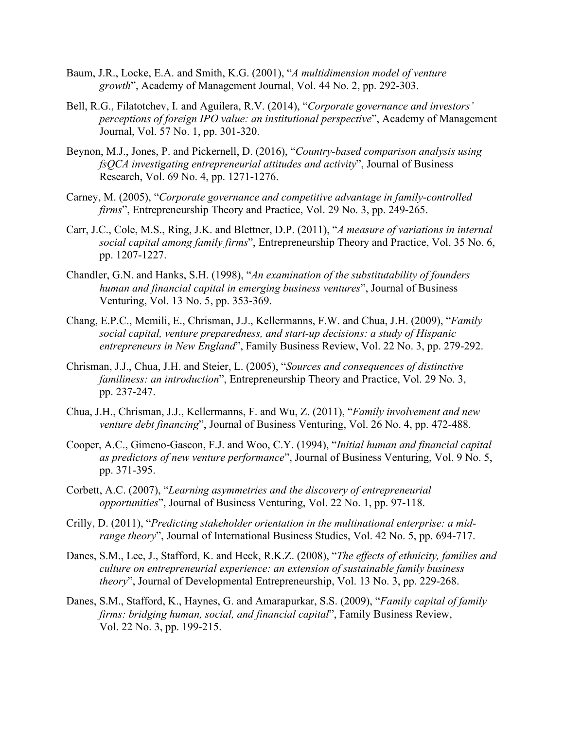Baum, J.R., Locke, E.A. and Smith, K.G. (2001), "*A multidimension model of venture growth*", Academy of Management Journal, Vol. 44 No. 2, pp. 292-303.

Bell, R.G., Filatotchev, I. and Aguilera, R.V. (2014), "*Corporate governance and investors' perceptions of foreign IPO value: an institutional perspective*", Academy of Management Journal, Vol. 57 No. 1, pp. 301-320.

Beynon, M.J., Jones, P. and Pickernell, D. (2016), "*Country-based comparison analysis using fsQCA investigating entrepreneurial attitudes and activity*", Journal of Business Research, Vol. 69 No. 4, pp. 1271-1276.

Carney, M. (2005), "*Corporate governance and competitive advantage in family-controlled firms*", Entrepreneurship Theory and Practice, Vol. 29 No. 3, pp. 249-265.

Carr, J.C., Cole, M.S., Ring, J.K. and Blettner, D.P. (2011), "*A measure of variations in internal social capital among family firms*", Entrepreneurship Theory and Practice, Vol. 35 No. 6, pp. 1207-1227.

Chandler, G.N. and Hanks, S.H. (1998), "*An examination of the substitutability of founders human and financial capital in emerging business ventures*", Journal of Business Venturing, Vol. 13 No. 5, pp. 353-369.

Chang, E.P.C., Memili, E., Chrisman, J.J., Kellermanns, F.W. and Chua, J.H. (2009), "*Family social capital, venture preparedness, and start-up decisions: a study of Hispanic entrepreneurs in New England*", Family Business Review, Vol. 22 No. 3, pp. 279-292.

Chrisman, J.J., Chua, J.H. and Steier, L. (2005), "*Sources and consequences of distinctive familiness: an introduction*", Entrepreneurship Theory and Practice, Vol. 29 No. 3, pp. 237-247.

Chua, J.H., Chrisman, J.J., Kellermanns, F. and Wu, Z. (2011), "*Family involvement and new venture debt financing*", Journal of Business Venturing, Vol. 26 No. 4, pp. 472-488.

Cooper, A.C., Gimeno-Gascon, F.J. and Woo, C.Y. (1994), "*Initial human and financial capital as predictors of new venture performance*", Journal of Business Venturing, Vol. 9 No. 5, pp. 371-395.

Corbett, A.C. (2007), "*Learning asymmetries and the discovery of entrepreneurial opportunities*", Journal of Business Venturing, Vol. 22 No. 1, pp. 97-118.

Crilly, D. (2011), "*Predicting stakeholder orientation in the multinational enterprise: a mid-range theory*", Journal of International Business Studies, Vol. 42 No. 5, pp. 694-717.

Danes, S.M., Lee, J., Stafford, K. and Heck, R.K.Z. (2008), "*The effects of ethnicity, families and culture on entrepreneurial experience: an extension of sustainable family business theory*", Journal of Developmental Entrepreneurship, Vol. 13 No. 3, pp. 229-268.

Danes, S.M., Stafford, K., Haynes, G. and Amarapurkar, S.S. (2009), "*Family capital of family firms: bridging human, social, and financial capital*", Family Business Review, Vol. 22 No. 3, pp. 199-215.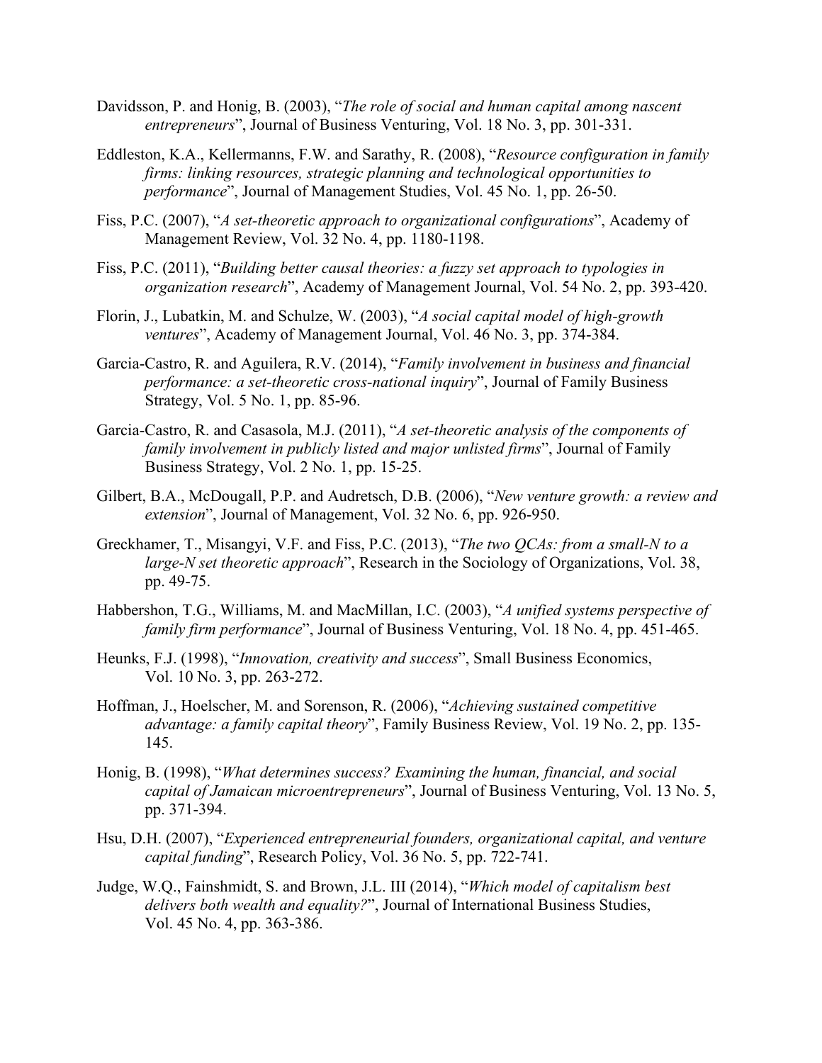Davidsson, P. and Honig, B. (2003), "*The role of social and human capital among nascent entrepreneurs*", Journal of Business Venturing, Vol. 18 No. 3, pp. 301-331.

Eddleston, K.A., Kellermanns, F.W. and Sarathy, R. (2008), "*Resource configuration in family firms: linking resources, strategic planning and technological opportunities to performance*", Journal of Management Studies, Vol. 45 No. 1, pp. 26-50.

Fiss, P.C. (2007), "*A set-theoretic approach to organizational configurations*", Academy of Management Review, Vol. 32 No. 4, pp. 1180-1198.

Fiss, P.C. (2011), "*Building better causal theories: a fuzzy set approach to typologies in organization research*", Academy of Management Journal, Vol. 54 No. 2, pp. 393-420.

Florin, J., Lubatkin, M. and Schulze, W. (2003), "*A social capital model of high-growth ventures*", Academy of Management Journal, Vol. 46 No. 3, pp. 374-384.

Garcia-Castro, R. and Aguilera, R.V. (2014), "*Family involvement in business and financial performance: a set-theoretic cross-national inquiry*", Journal of Family Business Strategy, Vol. 5 No. 1, pp. 85-96.

Garcia-Castro, R. and Casasola, M.J. (2011), "*A set-theoretic analysis of the components of family involvement in publicly listed and major unlisted firms*", Journal of Family Business Strategy, Vol. 2 No. 1, pp. 15-25.

Gilbert, B.A., McDougall, P.P. and Audretsch, D.B. (2006), "*New venture growth: a review and extension*", Journal of Management, Vol. 32 No. 6, pp. 926-950.

Greckhamer, T., Misangyi, V.F. and Fiss, P.C. (2013), "*The two QCAs: from a small-N to a large-N set theoretic approach*", Research in the Sociology of Organizations, Vol. 38, pp. 49-75.

Habbershon, T.G., Williams, M. and MacMillan, I.C. (2003), "*A unified systems perspective of family firm performance*", Journal of Business Venturing, Vol. 18 No. 4, pp. 451-465.

Heunks, F.J. (1998), "*Innovation, creativity and success*", Small Business Economics, Vol. 10 No. 3, pp. 263-272.

Hoffman, J., Hoelscher, M. and Sorenson, R. (2006), "*Achieving sustained competitive advantage: a family capital theory*", Family Business Review, Vol. 19 No. 2, pp. 135-145.

Honig, B. (1998), "*What determines success? Examining the human, financial, and social capital of Jamaican microentrepreneurs*", Journal of Business Venturing, Vol. 13 No. 5, pp. 371-394.

Hsu, D.H. (2007), "*Experienced entrepreneurial founders, organizational capital, and venture capital funding*", Research Policy, Vol. 36 No. 5, pp. 722-741.

Judge, W.Q., Fainshmidt, S. and Brown, J.L. III (2014), "*Which model of capitalism best delivers both wealth and equality?*", Journal of International Business Studies, Vol. 45 No. 4, pp. 363-386.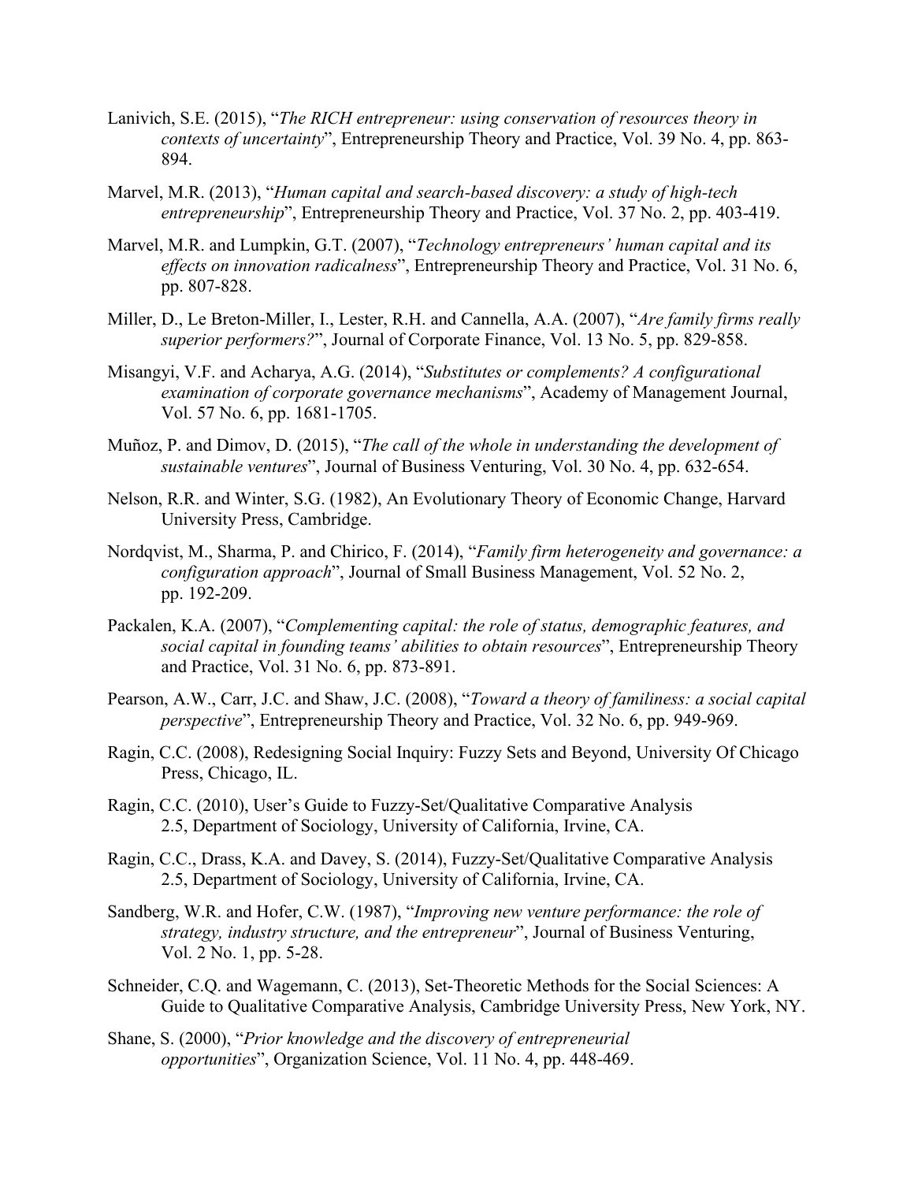Lanivich, S.E. (2015), "*The RICH entrepreneur: using conservation of resources theory in contexts of uncertainty*", Entrepreneurship Theory and Practice, Vol. 39 No. 4, pp. 863-894.

Marvel, M.R. (2013), "*Human capital and search-based discovery: a study of high-tech entrepreneurship*", Entrepreneurship Theory and Practice, Vol. 37 No. 2, pp. 403-419.

Marvel, M.R. and Lumpkin, G.T. (2007), "*Technology entrepreneurs' human capital and its effects on innovation radicalness*", Entrepreneurship Theory and Practice, Vol. 31 No. 6, pp. 807-828.

Miller, D., Le Breton-Miller, I., Lester, R.H. and Cannella, A.A. (2007), "*Are family firms really superior performers?*", Journal of Corporate Finance, Vol. 13 No. 5, pp. 829-858.

Misangyi, V.F. and Acharya, A.G. (2014), "*Substitutes or complements? A configurational examination of corporate governance mechanisms*", Academy of Management Journal, Vol. 57 No. 6, pp. 1681-1705.

Muñoz, P. and Dimov, D. (2015), "*The call of the whole in understanding the development of sustainable ventures*", Journal of Business Venturing, Vol. 30 No. 4, pp. 632-654.

Nelson, R.R. and Winter, S.G. (1982), An Evolutionary Theory of Economic Change, Harvard University Press, Cambridge.

Nordqvist, M., Sharma, P. and Chirico, F. (2014), "*Family firm heterogeneity and governance: a configuration approach*", Journal of Small Business Management, Vol. 52 No. 2, pp. 192-209.

Packalen, K.A. (2007), "*Complementing capital: the role of status, demographic features, and social capital in founding teams' abilities to obtain resources*", Entrepreneurship Theory and Practice, Vol. 31 No. 6, pp. 873-891.

Pearson, A.W., Carr, J.C. and Shaw, J.C. (2008), "*Toward a theory of familiness: a social capital perspective*", Entrepreneurship Theory and Practice, Vol. 32 No. 6, pp. 949-969.

Ragin, C.C. (2008), Redesigning Social Inquiry: Fuzzy Sets and Beyond, University Of Chicago Press, Chicago, IL.

Ragin, C.C. (2010), User's Guide to Fuzzy-Set/Qualitative Comparative Analysis 2.5, Department of Sociology, University of California, Irvine, CA.

Ragin, C.C., Drass, K.A. and Davey, S. (2014), Fuzzy-Set/Qualitative Comparative Analysis 2.5, Department of Sociology, University of California, Irvine, CA.

Sandberg, W.R. and Hofer, C.W. (1987), "*Improving new venture performance: the role of strategy, industry structure, and the entrepreneur*", Journal of Business Venturing, Vol. 2 No. 1, pp. 5-28.

Schneider, C.Q. and Wagemann, C. (2013), Set-Theoretic Methods for the Social Sciences: A Guide to Qualitative Comparative Analysis, Cambridge University Press, New York, NY.

Shane, S. (2000), "*Prior knowledge and the discovery of entrepreneurial opportunities*", Organization Science, Vol. 11 No. 4, pp. 448-469.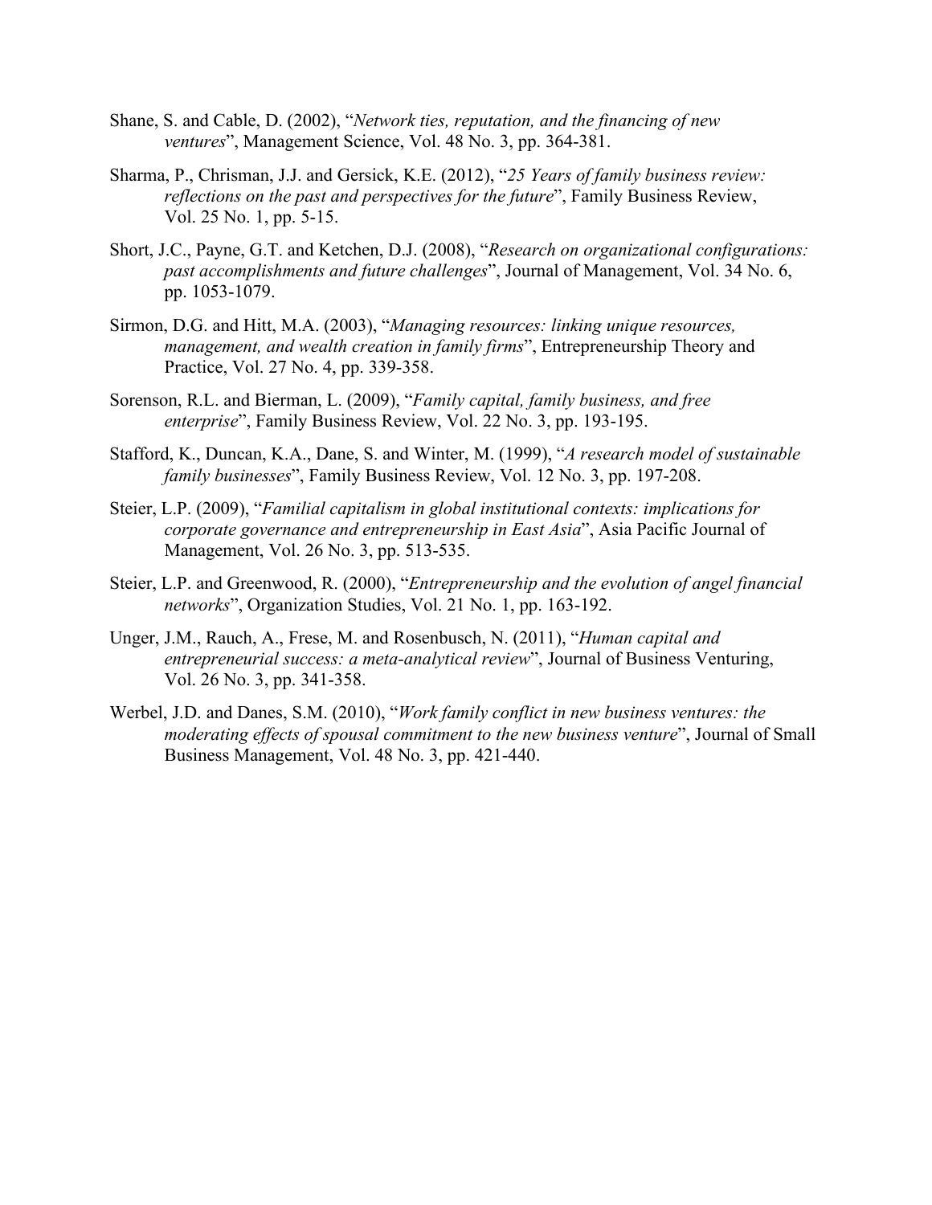Shane, S. and Cable, D. (2002), "*Network ties, reputation, and the financing of new ventures*", Management Science, Vol. 48 No. 3, pp. 364-381.

Sharma, P., Chrisman, J.J. and Gersick, K.E. (2012), "*25 Years of family business review: reflections on the past and perspectives for the future*", Family Business Review, Vol. 25 No. 1, pp. 5-15.

Short, J.C., Payne, G.T. and Ketchen, D.J. (2008), "*Research on organizational configurations: past accomplishments and future challenges*", Journal of Management, Vol. 34 No. 6, pp. 1053-1079.

Sirmon, D.G. and Hitt, M.A. (2003), "*Managing resources: linking unique resources, management, and wealth creation in family firms*", Entrepreneurship Theory and Practice, Vol. 27 No. 4, pp. 339-358.

Sorenson, R.L. and Bierman, L. (2009), "*Family capital, family business, and free enterprise*", Family Business Review, Vol. 22 No. 3, pp. 193-195.

Stafford, K., Duncan, K.A., Dane, S. and Winter, M. (1999), "*A research model of sustainable family businesses*", Family Business Review, Vol. 12 No. 3, pp. 197-208.

Steier, L.P. (2009), "*Familial capitalism in global institutional contexts: implications for corporate governance and entrepreneurship in East Asia*", Asia Pacific Journal of Management, Vol. 26 No. 3, pp. 513-535.

Steier, L.P. and Greenwood, R. (2000), "*Entrepreneurship and the evolution of angel financial networks*", Organization Studies, Vol. 21 No. 1, pp. 163-192.

Unger, J.M., Rauch, A., Frese, M. and Rosenbusch, N. (2011), "*Human capital and entrepreneurial success: a meta-analytical review*", Journal of Business Venturing, Vol. 26 No. 3, pp. 341-358.

Werbel, J.D. and Danes, S.M. (2010), "*Work family conflict in new business ventures: the moderating effects of spousal commitment to the new business venture*", Journal of Small Business Management, Vol. 48 No. 3, pp. 421-440.